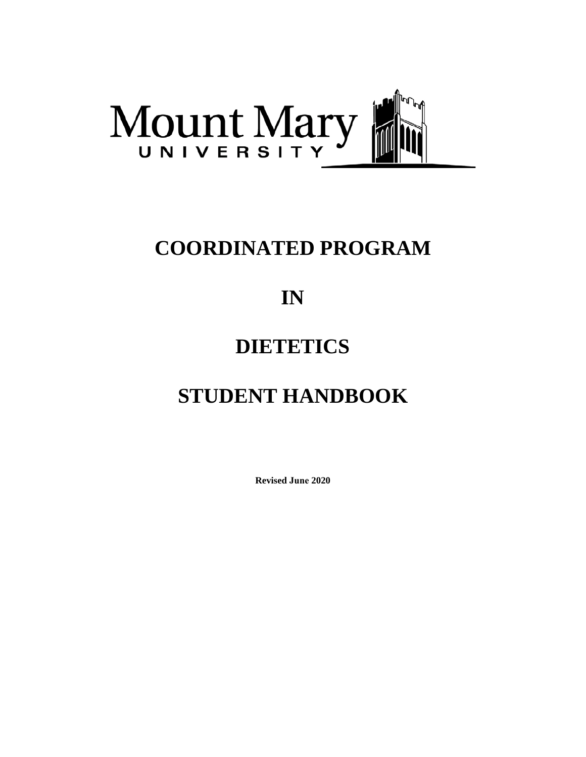Mount Mary UNIVERSITY

# COORDINATED PROGRAM

# IN

# DIETETICS

# STUDENT HANDBOOK

**Revised June 2020**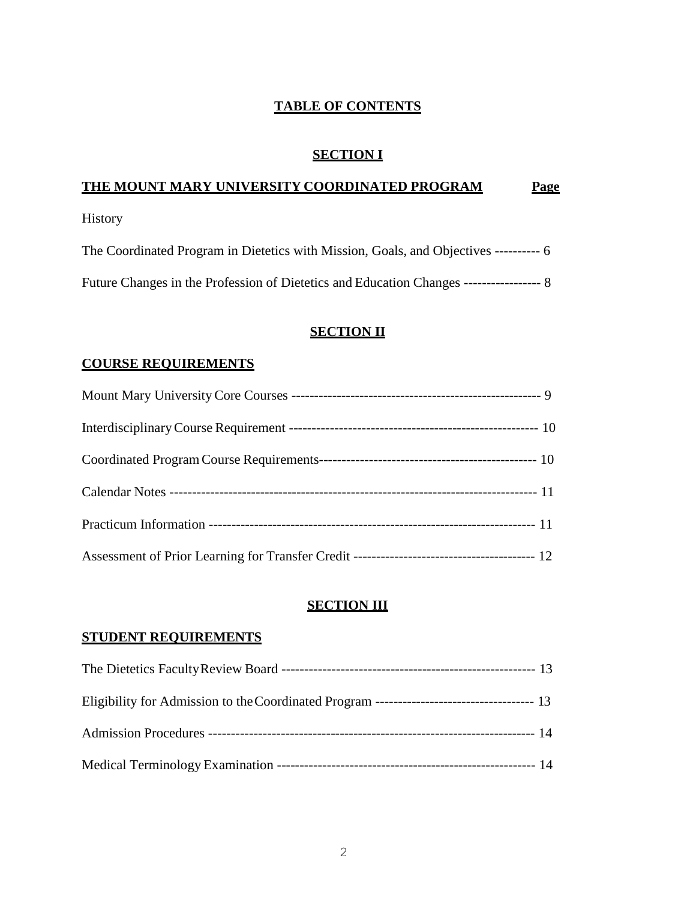# TABLE OF CONTENTS

## SECTION I

**THE MOUNT MARY UNIVERSITY COORDINATED PROGRAM** **Page**

History

The Coordinated Program in Dietetics with Mission, Goals, and Objectives ---------- 6

Future Changes in the Profession of Dietetics and Education Changes ----------------- 8

## SECTION II

**COURSE REQUIREMENTS**

Mount Mary University Core Courses ------------------------------------------------------ 9

Interdisciplinary Course Requirement ------------------------------------------------------- 10

Coordinated Program Course Requirements------------------------------------------------ 10

Calendar Notes ---------------------------------------------------------------------------------- 11

Practicum Information ------------------------------------------------------------------------ 11

Assessment of Prior Learning for Transfer Credit ---------------------------------------- 12

## SECTION III

**STUDENT REQUIREMENTS**

The Dietetics Faculty Review Board -------------------------------------------------------- 13

Eligibility for Admission to the Coordinated Program ----------------------------------- 13

Admission Procedures ------------------------------------------------------------------------ 14

Medical Terminology Examination --------------------------------------------------------- 14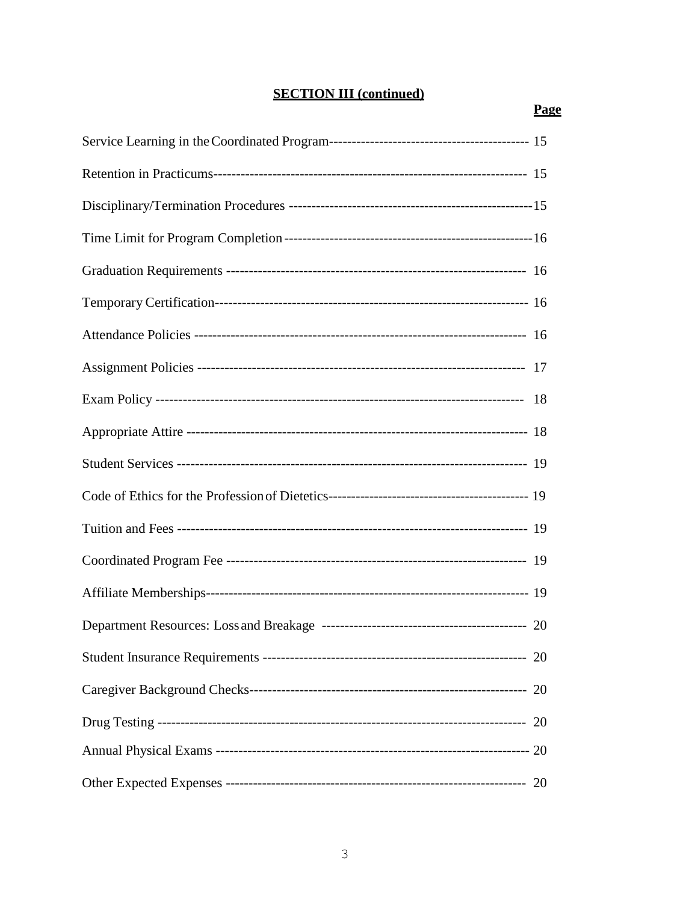## SECTION III (continued)

| | Page |
|---|---|
| Service Learning in the Coordinated Program | 15 |
| Retention in Practicums | 15 |
| Disciplinary/Termination Procedures | 15 |
| Time Limit for Program Completion | 16 |
| Graduation Requirements | 16 |
| Temporary Certification | 16 |
| Attendance Policies | 16 |
| Assignment Policies | 17 |
| Exam Policy | 18 |
| Appropriate Attire | 18 |
| Student Services | 19 |
| Code of Ethics for the Profession of Dietetics | 19 |
| Tuition and Fees | 19 |
| Coordinated Program Fee | 19 |
| Affiliate Memberships | 19 |
| Department Resources: Loss and Breakage | 20 |
| Student Insurance Requirements | 20 |
| Caregiver Background Checks | 20 |
| Drug Testing | 20 |
| Annual Physical Exams | 20 |
| Other Expected Expenses | 20 |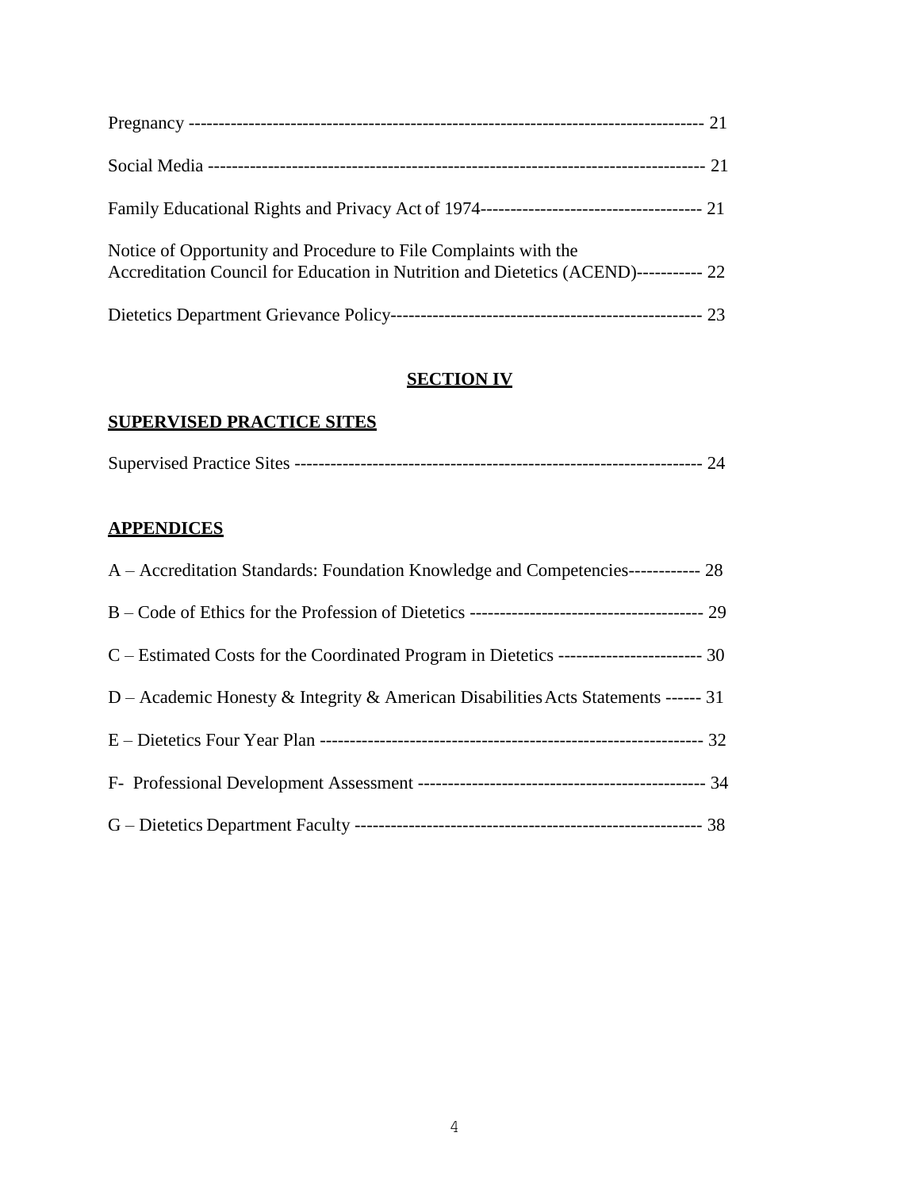Pregnancy ------------------------------------------------------------------------------------ 21

Social Media --------------------------------------------------------------------------------- 21

Family Educational Rights and Privacy Act of 1974------------------------------------- 21

Notice of Opportunity and Procedure to File Complaints with the Accreditation Council for Education in Nutrition and Dietetics (ACEND)----------- 22

Dietetics Department Grievance Policy---------------------------------------------------- 23

## SECTION IV

**SUPERVISED PRACTICE SITES**

Supervised Practice Sites ------------------------------------------------------------------- 24

**APPENDICES**

A – Accreditation Standards: Foundation Knowledge and Competencies------------ 28

B – Code of Ethics for the Profession of Dietetics --------------------------------------- 29

C – Estimated Costs for the Coordinated Program in Dietetics ------------------------ 30

D – Academic Honesty & Integrity & American Disabilities Acts Statements ------ 31

E – Dietetics Four Year Plan ---------------------------------------------------------------- 32

F- Professional Development Assessment ------------------------------------------------ 34

G – Dietetics Department Faculty --------------------------------------------------------- 38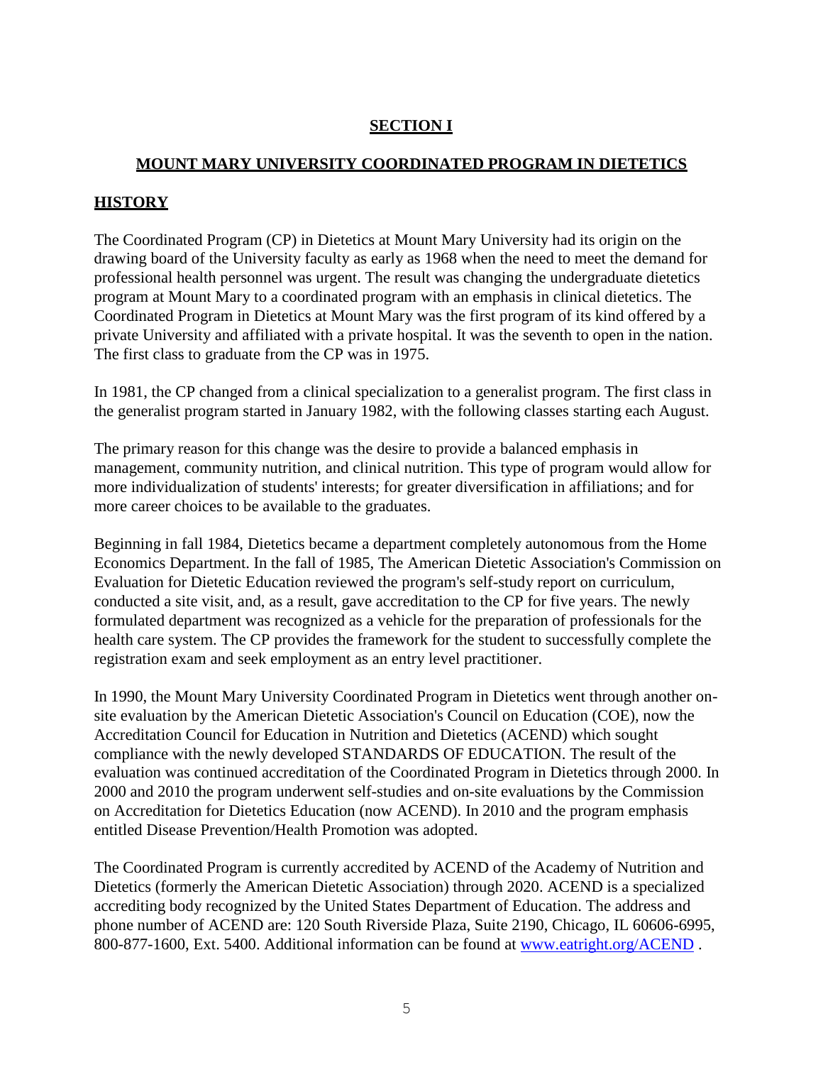# SECTION I

## MOUNT MARY UNIVERSITY COORDINATED PROGRAM IN DIETETICS

### HISTORY

The Coordinated Program (CP) in Dietetics at Mount Mary University had its origin on the drawing board of the University faculty as early as 1968 when the need to meet the demand for professional health personnel was urgent. The result was changing the undergraduate dietetics program at Mount Mary to a coordinated program with an emphasis in clinical dietetics. The Coordinated Program in Dietetics at Mount Mary was the first program of its kind offered by a private University and affiliated with a private hospital. It was the seventh to open in the nation. The first class to graduate from the CP was in 1975.

In 1981, the CP changed from a clinical specialization to a generalist program. The first class in the generalist program started in January 1982, with the following classes starting each August.

The primary reason for this change was the desire to provide a balanced emphasis in management, community nutrition, and clinical nutrition. This type of program would allow for more individualization of students' interests; for greater diversification in affiliations; and for more career choices to be available to the graduates.

Beginning in fall 1984, Dietetics became a department completely autonomous from the Home Economics Department. In the fall of 1985, The American Dietetic Association's Commission on Evaluation for Dietetic Education reviewed the program's self-study report on curriculum, conducted a site visit, and, as a result, gave accreditation to the CP for five years. The newly formulated department was recognized as a vehicle for the preparation of professionals for the health care system. The CP provides the framework for the student to successfully complete the registration exam and seek employment as an entry level practitioner.

In 1990, the Mount Mary University Coordinated Program in Dietetics went through another on-site evaluation by the American Dietetic Association's Council on Education (COE), now the Accreditation Council for Education in Nutrition and Dietetics (ACEND) which sought compliance with the newly developed STANDARDS OF EDUCATION. The result of the evaluation was continued accreditation of the Coordinated Program in Dietetics through 2000. In 2000 and 2010 the program underwent self-studies and on-site evaluations by the Commission on Accreditation for Dietetics Education (now ACEND). In 2010 and the program emphasis entitled Disease Prevention/Health Promotion was adopted.

The Coordinated Program is currently accredited by ACEND of the Academy of Nutrition and Dietetics (formerly the American Dietetic Association) through 2020. ACEND is a specialized accrediting body recognized by the United States Department of Education. The address and phone number of ACEND are: 120 South Riverside Plaza, Suite 2190, Chicago, IL 60606-6995, 800-877-1600, Ext. 5400. Additional information can be found at [www.eatright.org/ACEND](http://www.eatright.org/ACEND) .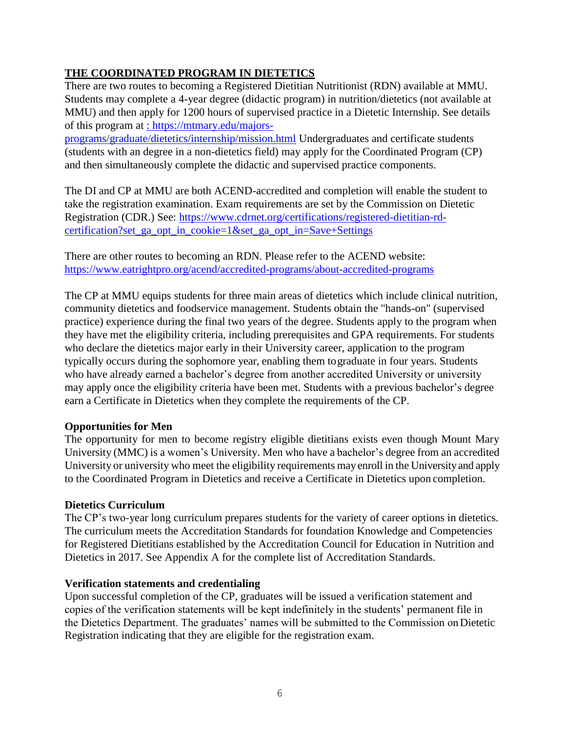## THE COORDINATED PROGRAM IN DIETETICS

There are two routes to becoming a Registered Dietitian Nutritionist (RDN) available at MMU. Students may complete a 4-year degree (didactic program) in nutrition/dietetics (not available at MMU) and then apply for 1200 hours of supervised practice in a Dietetic Internship. See details of this program at : https://mtmary.edu/majors-programs/graduate/dietetics/internship/mission.html Undergraduates and certificate students (students with an degree in a non-dietetics field) may apply for the Coordinated Program (CP) and then simultaneously complete the didactic and supervised practice components.

The DI and CP at MMU are both ACEND-accredited and completion will enable the student to take the registration examination. Exam requirements are set by the Commission on Dietetic Registration (CDR.) See: https://www.cdrnet.org/certifications/registered-dietitian-rd-certification?set_ga_opt_in_cookie=1&set_ga_opt_in=Save+Settings

There are other routes to becoming an RDN. Please refer to the ACEND website: https://www.eatrightpro.org/acend/accredited-programs/about-accredited-programs

The CP at MMU equips students for three main areas of dietetics which include clinical nutrition, community dietetics and foodservice management. Students obtain the "hands-on" (supervised practice) experience during the final two years of the degree. Students apply to the program when they have met the eligibility criteria, including prerequisites and GPA requirements. For students who declare the dietetics major early in their University career, application to the program typically occurs during the sophomore year, enabling them to graduate in four years. Students who have already earned a bachelor's degree from another accredited University or university may apply once the eligibility criteria have been met. Students with a previous bachelor's degree earn a Certificate in Dietetics when they complete the requirements of the CP.

### Opportunities for Men

The opportunity for men to become registry eligible dietitians exists even though Mount Mary University (MMC) is a women's University. Men who have a bachelor's degree from an accredited University or university who meet the eligibility requirements may enroll in the University and apply to the Coordinated Program in Dietetics and receive a Certificate in Dietetics upon completion.

### Dietetics Curriculum

The CP's two-year long curriculum prepares students for the variety of career options in dietetics. The curriculum meets the Accreditation Standards for foundation Knowledge and Competencies for Registered Dietitians established by the Accreditation Council for Education in Nutrition and Dietetics in 2017. See Appendix A for the complete list of Accreditation Standards.

### Verification statements and credentialing

Upon successful completion of the CP, graduates will be issued a verification statement and copies of the verification statements will be kept indefinitely in the students' permanent file in the Dietetics Department. The graduates' names will be submitted to the Commission on Dietetic Registration indicating that they are eligible for the registration exam.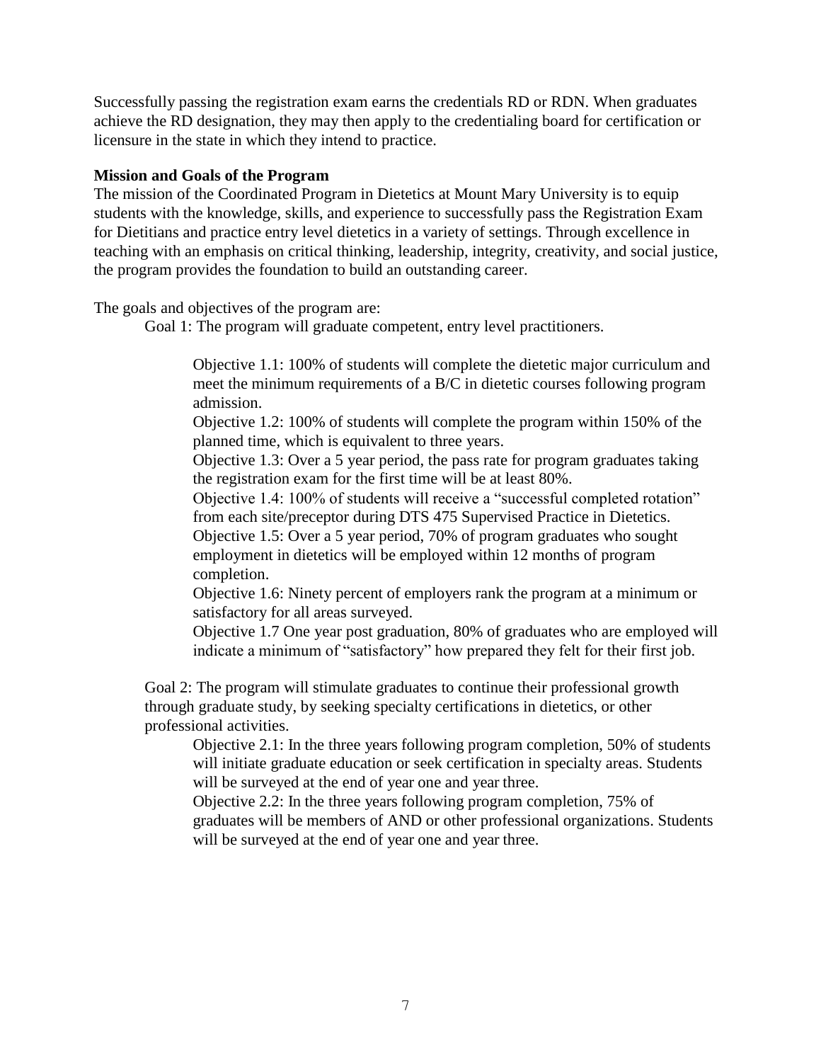Successfully passing the registration exam earns the credentials RD or RDN. When graduates achieve the RD designation, they may then apply to the credentialing board for certification or licensure in the state in which they intend to practice.

**Mission and Goals of the Program**

The mission of the Coordinated Program in Dietetics at Mount Mary University is to equip students with the knowledge, skills, and experience to successfully pass the Registration Exam for Dietitians and practice entry level dietetics in a variety of settings. Through excellence in teaching with an emphasis on critical thinking, leadership, integrity, creativity, and social justice, the program provides the foundation to build an outstanding career.

The goals and objectives of the program are:

Goal 1: The program will graduate competent, entry level practitioners.

Objective 1.1: 100% of students will complete the dietetic major curriculum and meet the minimum requirements of a B/C in dietetic courses following program admission.

Objective 1.2: 100% of students will complete the program within 150% of the planned time, which is equivalent to three years.

Objective 1.3: Over a 5 year period, the pass rate for program graduates taking the registration exam for the first time will be at least 80%.

Objective 1.4: 100% of students will receive a "successful completed rotation" from each site/preceptor during DTS 475 Supervised Practice in Dietetics.

Objective 1.5: Over a 5 year period, 70% of program graduates who sought employment in dietetics will be employed within 12 months of program completion.

Objective 1.6: Ninety percent of employers rank the program at a minimum or satisfactory for all areas surveyed.

Objective 1.7 One year post graduation, 80% of graduates who are employed will indicate a minimum of "satisfactory" how prepared they felt for their first job.

Goal 2: The program will stimulate graduates to continue their professional growth through graduate study, by seeking specialty certifications in dietetics, or other professional activities.

Objective 2.1: In the three years following program completion, 50% of students will initiate graduate education or seek certification in specialty areas. Students will be surveyed at the end of year one and year three.

Objective 2.2: In the three years following program completion, 75% of graduates will be members of AND or other professional organizations. Students will be surveyed at the end of year one and year three.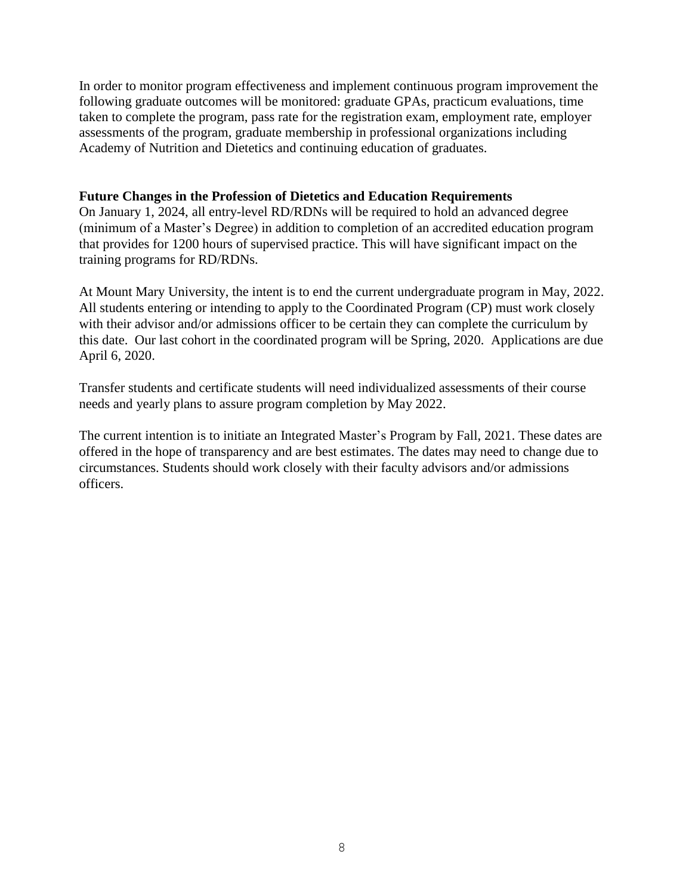In order to monitor program effectiveness and implement continuous program improvement the following graduate outcomes will be monitored: graduate GPAs, practicum evaluations, time taken to complete the program, pass rate for the registration exam, employment rate, employer assessments of the program, graduate membership in professional organizations including Academy of Nutrition and Dietetics and continuing education of graduates.

**Future Changes in the Profession of Dietetics and Education Requirements**

On January 1, 2024, all entry-level RD/RDNs will be required to hold an advanced degree (minimum of a Master's Degree) in addition to completion of an accredited education program that provides for 1200 hours of supervised practice. This will have significant impact on the training programs for RD/RDNs.

At Mount Mary University, the intent is to end the current undergraduate program in May, 2022. All students entering or intending to apply to the Coordinated Program (CP) must work closely with their advisor and/or admissions officer to be certain they can complete the curriculum by this date. Our last cohort in the coordinated program will be Spring, 2020. Applications are due April 6, 2020.

Transfer students and certificate students will need individualized assessments of their course needs and yearly plans to assure program completion by May 2022.

The current intention is to initiate an Integrated Master's Program by Fall, 2021. These dates are offered in the hope of transparency and are best estimates. The dates may need to change due to circumstances. Students should work closely with their faculty advisors and/or admissions officers.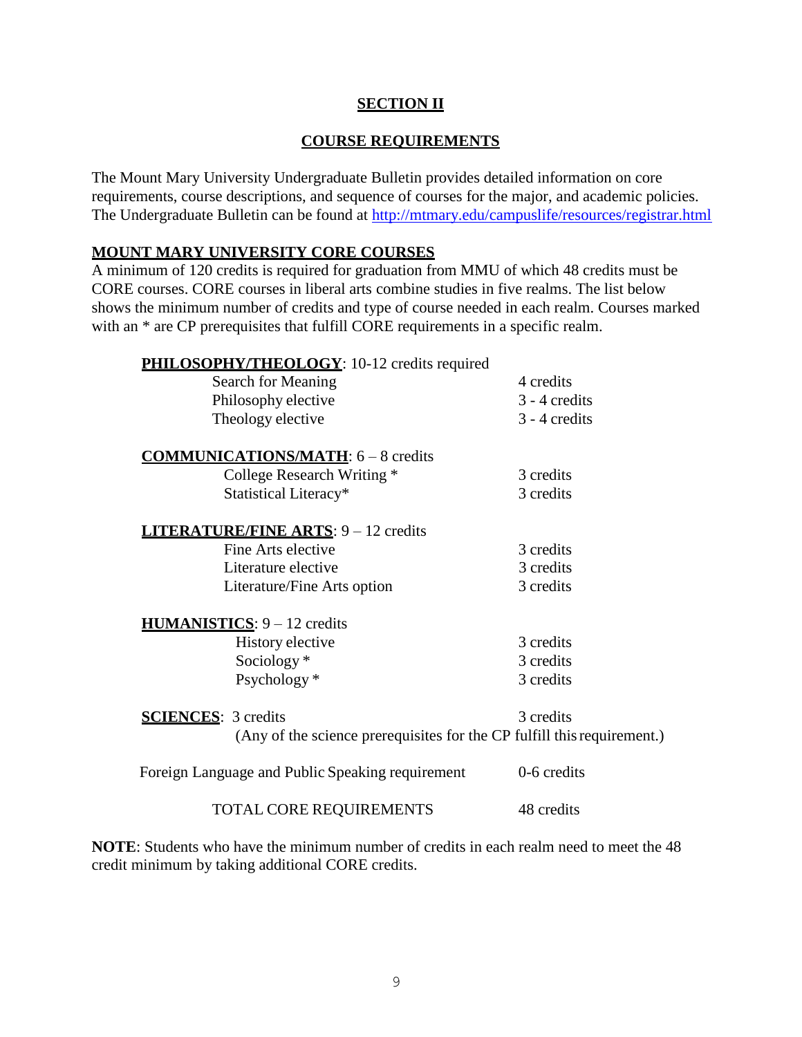## SECTION II

## COURSE REQUIREMENTS

The Mount Mary University Undergraduate Bulletin provides detailed information on core requirements, course descriptions, and sequence of courses for the major, and academic policies. The Undergraduate Bulletin can be found at http://mtmary.edu/campuslife/resources/registrar.html

### MOUNT MARY UNIVERSITY CORE COURSES

A minimum of 120 credits is required for graduation from MMU of which 48 credits must be CORE courses. CORE courses in liberal arts combine studies in five realms. The list below shows the minimum number of credits and type of course needed in each realm. Courses marked with an * are CP prerequisites that fulfill CORE requirements in a specific realm.

| Course | Credits |
|---|---|
| **PHILOSOPHY/THEOLOGY**: 10-12 credits required | |
| Search for Meaning | 4 credits |
| Philosophy elective | 3 - 4 credits |
| Theology elective | 3 - 4 credits |
| **COMMUNICATIONS/MATH**: 6 – 8 credits | |
| College Research Writing * | 3 credits |
| Statistical Literacy* | 3 credits |
| **LITERATURE/FINE ARTS**: 9 – 12 credits | |
| Fine Arts elective | 3 credits |
| Literature elective | 3 credits |
| Literature/Fine Arts option | 3 credits |
| **HUMANISTICS**: 9 – 12 credits | |
| History elective | 3 credits |
| Sociology * | 3 credits |
| Psychology * | 3 credits |
| **SCIENCES**: 3 credits | 3 credits |
| (Any of the science prerequisites for the CP fulfill this requirement.) | |
| Foreign Language and Public Speaking requirement | 0-6 credits |
| TOTAL CORE REQUIREMENTS | 48 credits |

**NOTE**: Students who have the minimum number of credits in each realm need to meet the 48 credit minimum by taking additional CORE credits.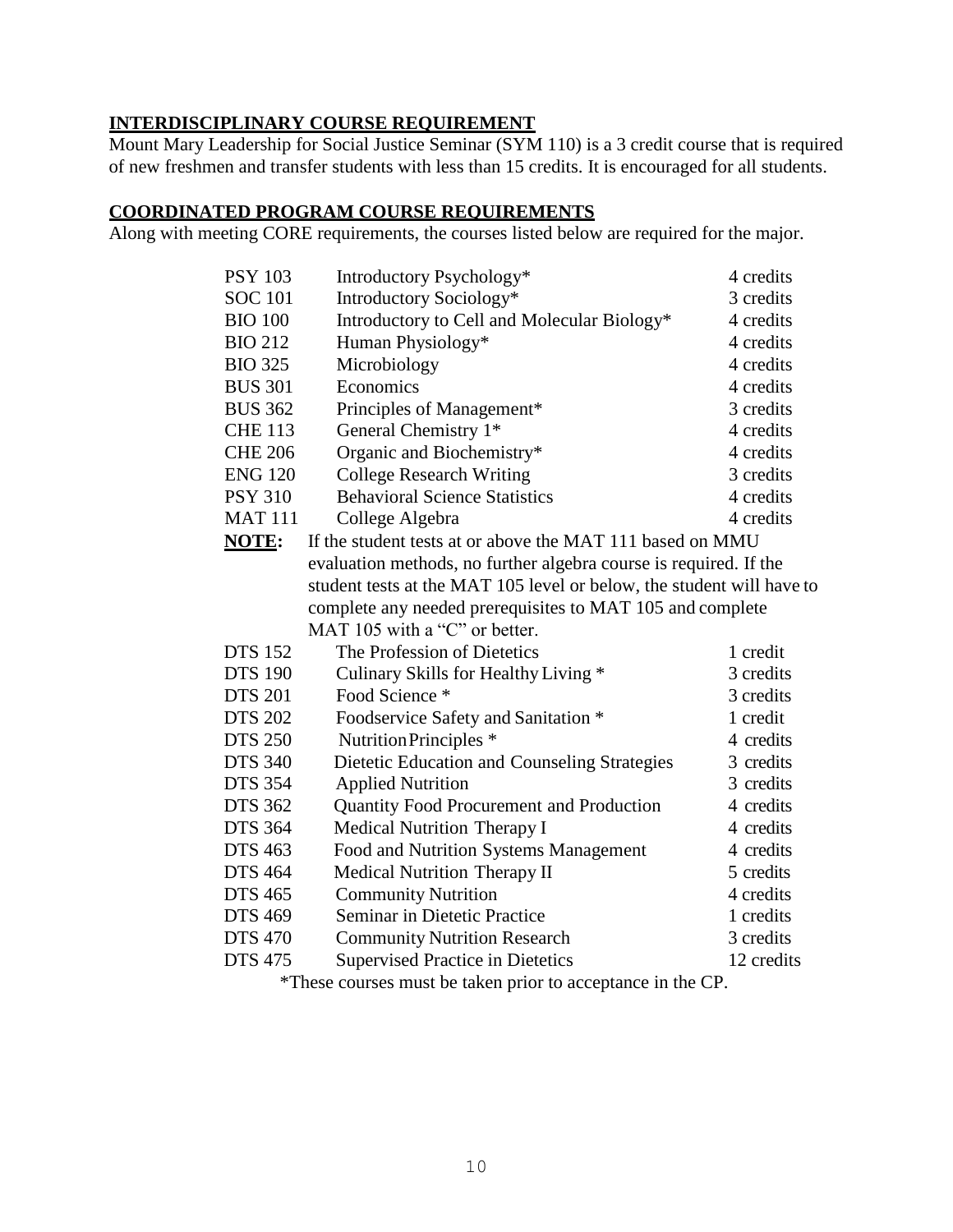## INTERDISCIPLINARY COURSE REQUIREMENT

Mount Mary Leadership for Social Justice Seminar (SYM 110) is a 3 credit course that is required of new freshmen and transfer students with less than 15 credits. It is encouraged for all students.

## COORDINATED PROGRAM COURSE REQUIREMENTS

Along with meeting CORE requirements, the courses listed below are required for the major.

| Course | Title | Credits |
|---|---|---|
| PSY 103 | Introductory Psychology* | 4 credits |
| SOC 101 | Introductory Sociology* | 3 credits |
| BIO 100 | Introductory to Cell and Molecular Biology* | 4 credits |
| BIO 212 | Human Physiology* | 4 credits |
| BIO 325 | Microbiology | 4 credits |
| BUS 301 | Economics | 4 credits |
| BUS 362 | Principles of Management* | 3 credits |
| CHE 113 | General Chemistry 1* | 4 credits |
| CHE 206 | Organic and Biochemistry* | 4 credits |
| ENG 120 | College Research Writing | 3 credits |
| PSY 310 | Behavioral Science Statistics | 4 credits |
| MAT 111 | College Algebra | 4 credits |

**NOTE:** If the student tests at or above the MAT 111 based on MMU evaluation methods, no further algebra course is required. If the student tests at the MAT 105 level or below, the student will have to complete any needed prerequisites to MAT 105 and complete MAT 105 with a "C" or better.

| Course | Title | Credits |
|---|---|---|
| DTS 152 | The Profession of Dietetics | 1 credit |
| DTS 190 | Culinary Skills for Healthy Living * | 3 credits |
| DTS 201 | Food Science * | 3 credits |
| DTS 202 | Foodservice Safety and Sanitation * | 1 credit |
| DTS 250 | Nutrition Principles * | 4 credits |
| DTS 340 | Dietetic Education and Counseling Strategies | 3 credits |
| DTS 354 | Applied Nutrition | 3 credits |
| DTS 362 | Quantity Food Procurement and Production | 4 credits |
| DTS 364 | Medical Nutrition Therapy I | 4 credits |
| DTS 463 | Food and Nutrition Systems Management | 4 credits |
| DTS 464 | Medical Nutrition Therapy II | 5 credits |
| DTS 465 | Community Nutrition | 4 credits |
| DTS 469 | Seminar in Dietetic Practice | 1 credits |
| DTS 470 | Community Nutrition Research | 3 credits |
| DTS 475 | Supervised Practice in Dietetics | 12 credits |

*These courses must be taken prior to acceptance in the CP.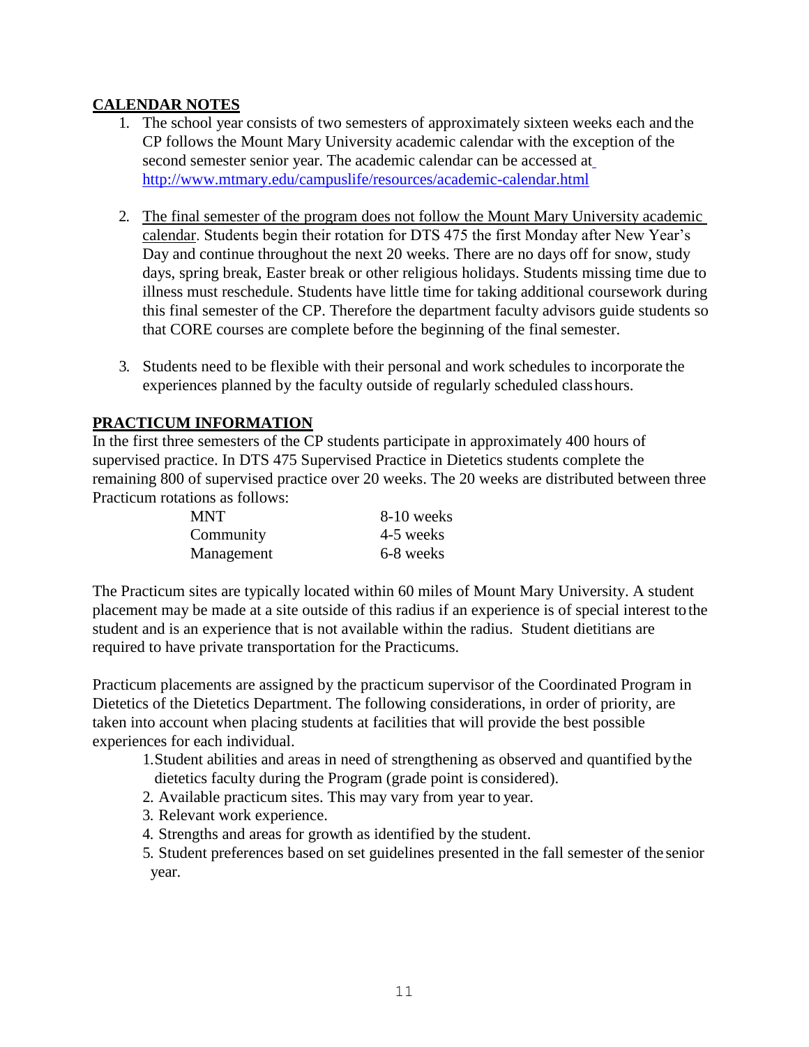## CALENDAR NOTES

1. The school year consists of two semesters of approximately sixteen weeks each and the CP follows the Mount Mary University academic calendar with the exception of the second semester senior year. The academic calendar can be accessed at http://www.mtmary.edu/campuslife/resources/academic-calendar.html

2. The final semester of the program does not follow the Mount Mary University academic calendar. Students begin their rotation for DTS 475 the first Monday after New Year's Day and continue throughout the next 20 weeks. There are no days off for snow, study days, spring break, Easter break or other religious holidays. Students missing time due to illness must reschedule. Students have little time for taking additional coursework during this final semester of the CP. Therefore the department faculty advisors guide students so that CORE courses are complete before the beginning of the final semester.

3. Students need to be flexible with their personal and work schedules to incorporate the experiences planned by the faculty outside of regularly scheduled class hours.

## PRACTICUM INFORMATION

In the first three semesters of the CP students participate in approximately 400 hours of supervised practice. In DTS 475 Supervised Practice in Dietetics students complete the remaining 800 of supervised practice over 20 weeks. The 20 weeks are distributed between three Practicum rotations as follows:

| | |
|---|---|
| MNT | 8-10 weeks |
| Community | 4-5 weeks |
| Management | 6-8 weeks |

The Practicum sites are typically located within 60 miles of Mount Mary University. A student placement may be made at a site outside of this radius if an experience is of special interest to the student and is an experience that is not available within the radius. Student dietitians are required to have private transportation for the Practicums.

Practicum placements are assigned by the practicum supervisor of the Coordinated Program in Dietetics of the Dietetics Department. The following considerations, in order of priority, are taken into account when placing students at facilities that will provide the best possible experiences for each individual.

1. Student abilities and areas in need of strengthening as observed and quantified by the dietetics faculty during the Program (grade point is considered).
2. Available practicum sites. This may vary from year to year.
3. Relevant work experience.
4. Strengths and areas for growth as identified by the student.
5. Student preferences based on set guidelines presented in the fall semester of the senior year.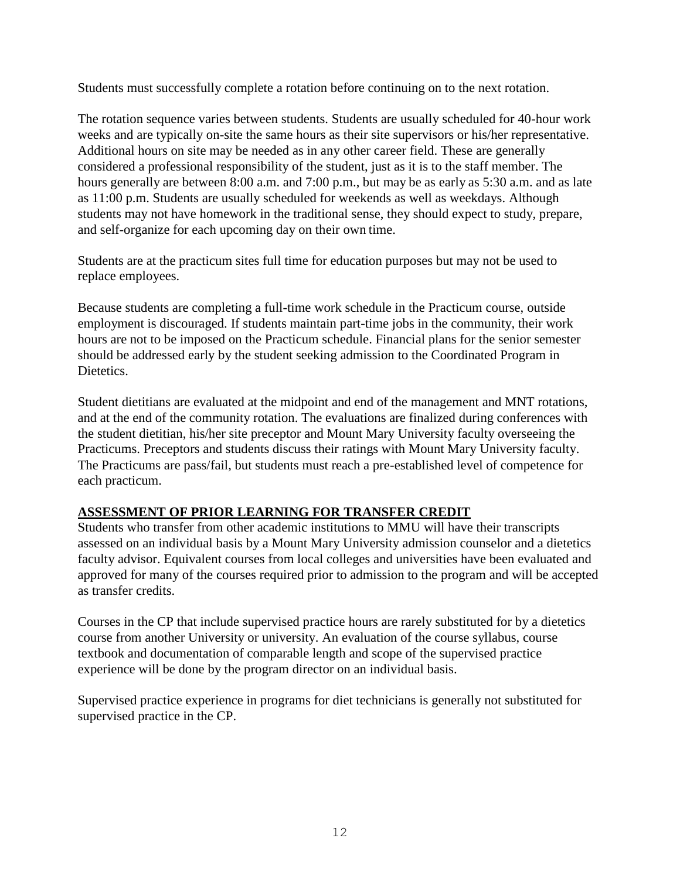Students must successfully complete a rotation before continuing on to the next rotation.

The rotation sequence varies between students. Students are usually scheduled for 40-hour work weeks and are typically on-site the same hours as their site supervisors or his/her representative. Additional hours on site may be needed as in any other career field. These are generally considered a professional responsibility of the student, just as it is to the staff member. The hours generally are between 8:00 a.m. and 7:00 p.m., but may be as early as 5:30 a.m. and as late as 11:00 p.m. Students are usually scheduled for weekends as well as weekdays. Although students may not have homework in the traditional sense, they should expect to study, prepare, and self-organize for each upcoming day on their own time.

Students are at the practicum sites full time for education purposes but may not be used to replace employees.

Because students are completing a full-time work schedule in the Practicum course, outside employment is discouraged. If students maintain part-time jobs in the community, their work hours are not to be imposed on the Practicum schedule. Financial plans for the senior semester should be addressed early by the student seeking admission to the Coordinated Program in Dietetics.

Student dietitians are evaluated at the midpoint and end of the management and MNT rotations, and at the end of the community rotation. The evaluations are finalized during conferences with the student dietitian, his/her site preceptor and Mount Mary University faculty overseeing the Practicums. Preceptors and students discuss their ratings with Mount Mary University faculty. The Practicums are pass/fail, but students must reach a pre-established level of competence for each practicum.

## ASSESSMENT OF PRIOR LEARNING FOR TRANSFER CREDIT

Students who transfer from other academic institutions to MMU will have their transcripts assessed on an individual basis by a Mount Mary University admission counselor and a dietetics faculty advisor. Equivalent courses from local colleges and universities have been evaluated and approved for many of the courses required prior to admission to the program and will be accepted as transfer credits.

Courses in the CP that include supervised practice hours are rarely substituted for by a dietetics course from another University or university. An evaluation of the course syllabus, course textbook and documentation of comparable length and scope of the supervised practice experience will be done by the program director on an individual basis.

Supervised practice experience in programs for diet technicians is generally not substituted for supervised practice in the CP.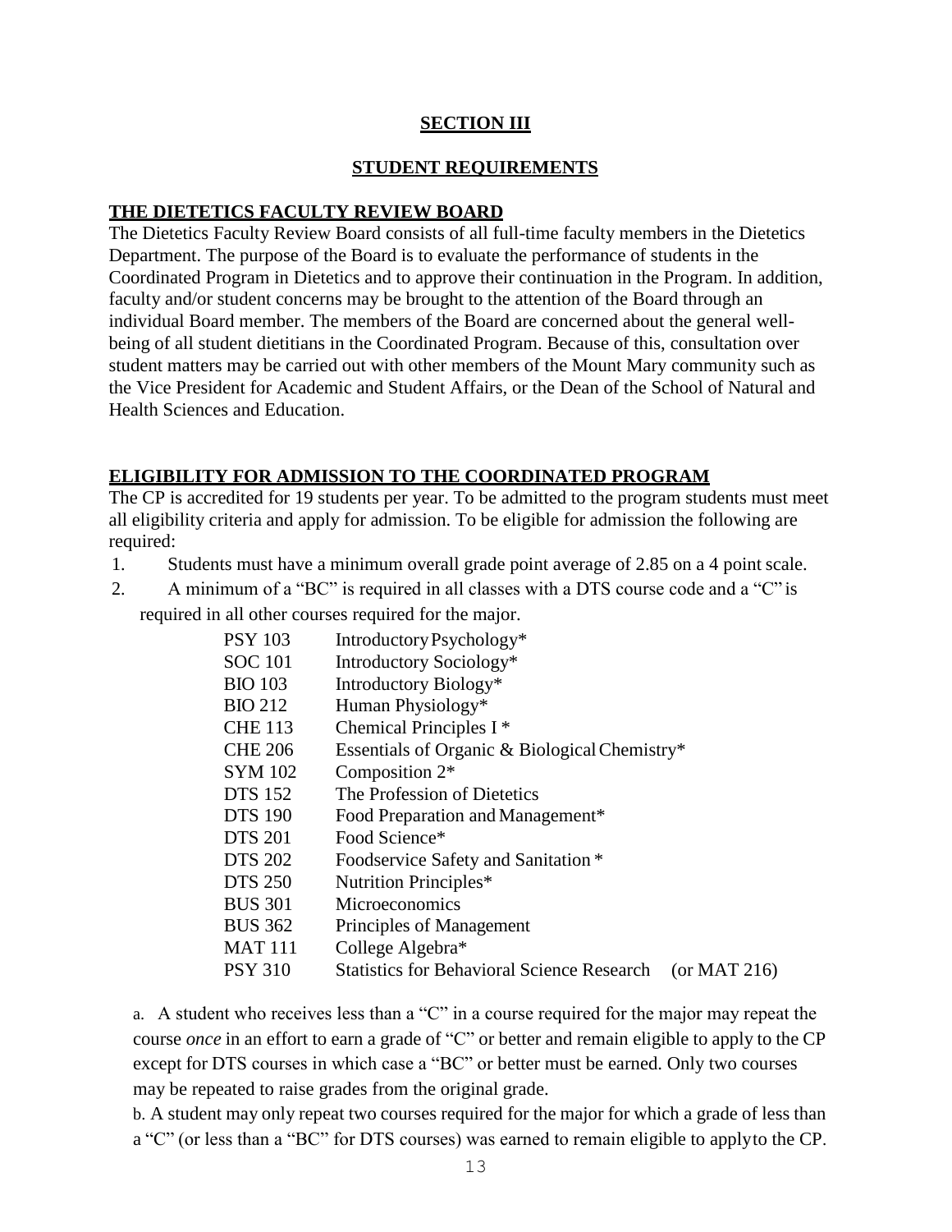# SECTION III

## STUDENT REQUIREMENTS

### THE DIETETICS FACULTY REVIEW BOARD

The Dietetics Faculty Review Board consists of all full-time faculty members in the Dietetics Department. The purpose of the Board is to evaluate the performance of students in the Coordinated Program in Dietetics and to approve their continuation in the Program. In addition, faculty and/or student concerns may be brought to the attention of the Board through an individual Board member. The members of the Board are concerned about the general well-being of all student dietitians in the Coordinated Program. Because of this, consultation over student matters may be carried out with other members of the Mount Mary community such as the Vice President for Academic and Student Affairs, or the Dean of the School of Natural and Health Sciences and Education.

### ELIGIBILITY FOR ADMISSION TO THE COORDINATED PROGRAM

The CP is accredited for 19 students per year. To be admitted to the program students must meet all eligibility criteria and apply for admission. To be eligible for admission the following are required:

1. Students must have a minimum overall grade point average of 2.85 on a 4 point scale.
2. A minimum of a "BC" is required in all classes with a DTS course code and a "C" is required in all other courses required for the major.

| | | |
|---|---|---|
| PSY 103 | Introductory Psychology* | |
| SOC 101 | Introductory Sociology* | |
| BIO 103 | Introductory Biology* | |
| BIO 212 | Human Physiology* | |
| CHE 113 | Chemical Principles I * | |
| CHE 206 | Essentials of Organic & Biological Chemistry* | |
| SYM 102 | Composition 2* | |
| DTS 152 | The Profession of Dietetics | |
| DTS 190 | Food Preparation and Management* | |
| DTS 201 | Food Science* | |
| DTS 202 | Foodservice Safety and Sanitation * | |
| DTS 250 | Nutrition Principles* | |
| BUS 301 | Microeconomics | |
| BUS 362 | Principles of Management | |
| MAT 111 | College Algebra* | |
| PSY 310 | Statistics for Behavioral Science Research | (or MAT 216) |

a. A student who receives less than a "C" in a course required for the major may repeat the course *once* in an effort to earn a grade of "C" or better and remain eligible to apply to the CP except for DTS courses in which case a "BC" or better must be earned. Only two courses may be repeated to raise grades from the original grade.

b. A student may only repeat two courses required for the major for which a grade of less than a "C" (or less than a "BC" for DTS courses) was earned to remain eligible to apply to the CP.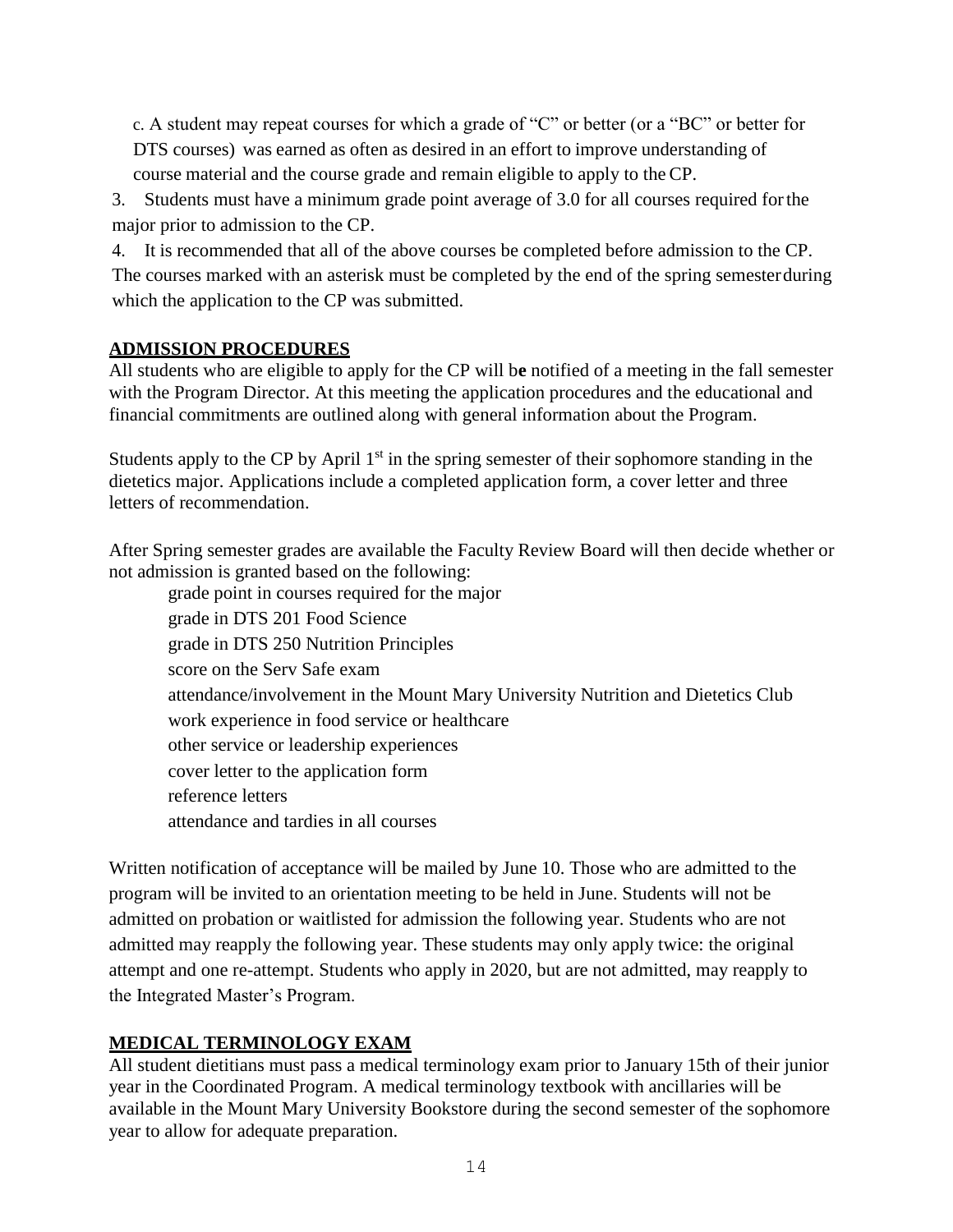c. A student may repeat courses for which a grade of "C" or better (or a "BC" or better for DTS courses) was earned as often as desired in an effort to improve understanding of course material and the course grade and remain eligible to apply to the CP.

3. Students must have a minimum grade point average of 3.0 for all courses required for the major prior to admission to the CP.

4. It is recommended that all of the above courses be completed before admission to the CP. The courses marked with an asterisk must be completed by the end of the spring semester during which the application to the CP was submitted.

## ADMISSION PROCEDURES

All students who are eligible to apply for the CP will be notified of a meeting in the fall semester with the Program Director. At this meeting the application procedures and the educational and financial commitments are outlined along with general information about the Program.

Students apply to the CP by April 1st in the spring semester of their sophomore standing in the dietetics major. Applications include a completed application form, a cover letter and three letters of recommendation.

After Spring semester grades are available the Faculty Review Board will then decide whether or not admission is granted based on the following:

- grade point in courses required for the major
- grade in DTS 201 Food Science
- grade in DTS 250 Nutrition Principles
- score on the Serv Safe exam
- attendance/involvement in the Mount Mary University Nutrition and Dietetics Club
- work experience in food service or healthcare
- other service or leadership experiences
- cover letter to the application form
- reference letters
- attendance and tardies in all courses

Written notification of acceptance will be mailed by June 10. Those who are admitted to the program will be invited to an orientation meeting to be held in June. Students will not be admitted on probation or waitlisted for admission the following year. Students who are not admitted may reapply the following year. These students may only apply twice: the original attempt and one re-attempt. Students who apply in 2020, but are not admitted, may reapply to the Integrated Master's Program.

## MEDICAL TERMINOLOGY EXAM

All student dietitians must pass a medical terminology exam prior to January 15th of their junior year in the Coordinated Program. A medical terminology textbook with ancillaries will be available in the Mount Mary University Bookstore during the second semester of the sophomore year to allow for adequate preparation.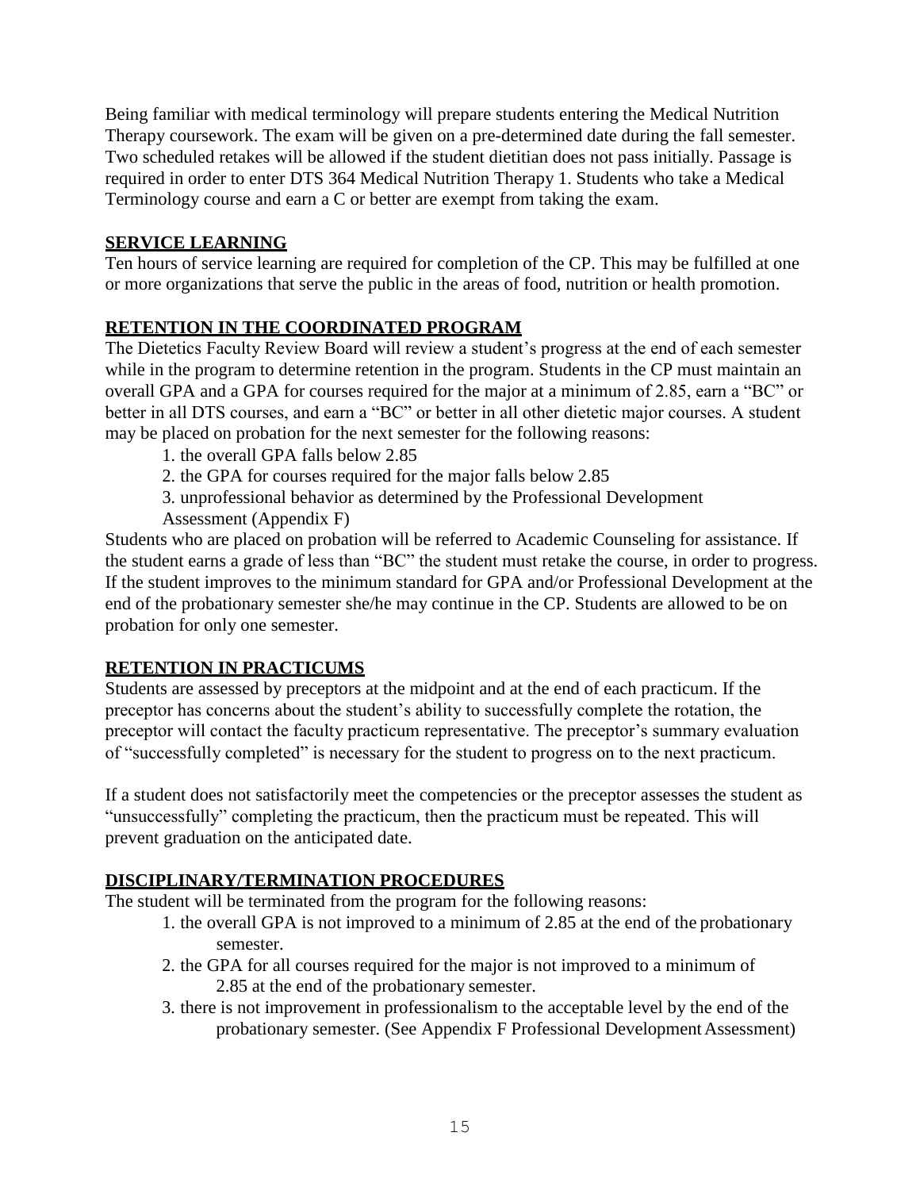Being familiar with medical terminology will prepare students entering the Medical Nutrition Therapy coursework. The exam will be given on a pre-determined date during the fall semester. Two scheduled retakes will be allowed if the student dietitian does not pass initially. Passage is required in order to enter DTS 364 Medical Nutrition Therapy 1. Students who take a Medical Terminology course and earn a C or better are exempt from taking the exam.

## SERVICE LEARNING

Ten hours of service learning are required for completion of the CP. This may be fulfilled at one or more organizations that serve the public in the areas of food, nutrition or health promotion.

## RETENTION IN THE COORDINATED PROGRAM

The Dietetics Faculty Review Board will review a student's progress at the end of each semester while in the program to determine retention in the program. Students in the CP must maintain an overall GPA and a GPA for courses required for the major at a minimum of 2.85, earn a "BC" or better in all DTS courses, and earn a "BC" or better in all other dietetic major courses. A student may be placed on probation for the next semester for the following reasons:

1. the overall GPA falls below 2.85
2. the GPA for courses required for the major falls below 2.85
3. unprofessional behavior as determined by the Professional Development Assessment (Appendix F)

Students who are placed on probation will be referred to Academic Counseling for assistance. If the student earns a grade of less than "BC" the student must retake the course, in order to progress. If the student improves to the minimum standard for GPA and/or Professional Development at the end of the probationary semester she/he may continue in the CP. Students are allowed to be on probation for only one semester.

## RETENTION IN PRACTICUMS

Students are assessed by preceptors at the midpoint and at the end of each practicum. If the preceptor has concerns about the student's ability to successfully complete the rotation, the preceptor will contact the faculty practicum representative. The preceptor's summary evaluation of "successfully completed" is necessary for the student to progress on to the next practicum.

If a student does not satisfactorily meet the competencies or the preceptor assesses the student as "unsuccessfully" completing the practicum, then the practicum must be repeated. This will prevent graduation on the anticipated date.

## DISCIPLINARY/TERMINATION PROCEDURES

The student will be terminated from the program for the following reasons:

1. the overall GPA is not improved to a minimum of 2.85 at the end of the probationary semester.
2. the GPA for all courses required for the major is not improved to a minimum of 2.85 at the end of the probationary semester.
3. there is not improvement in professionalism to the acceptable level by the end of the probationary semester. (See Appendix F Professional Development Assessment)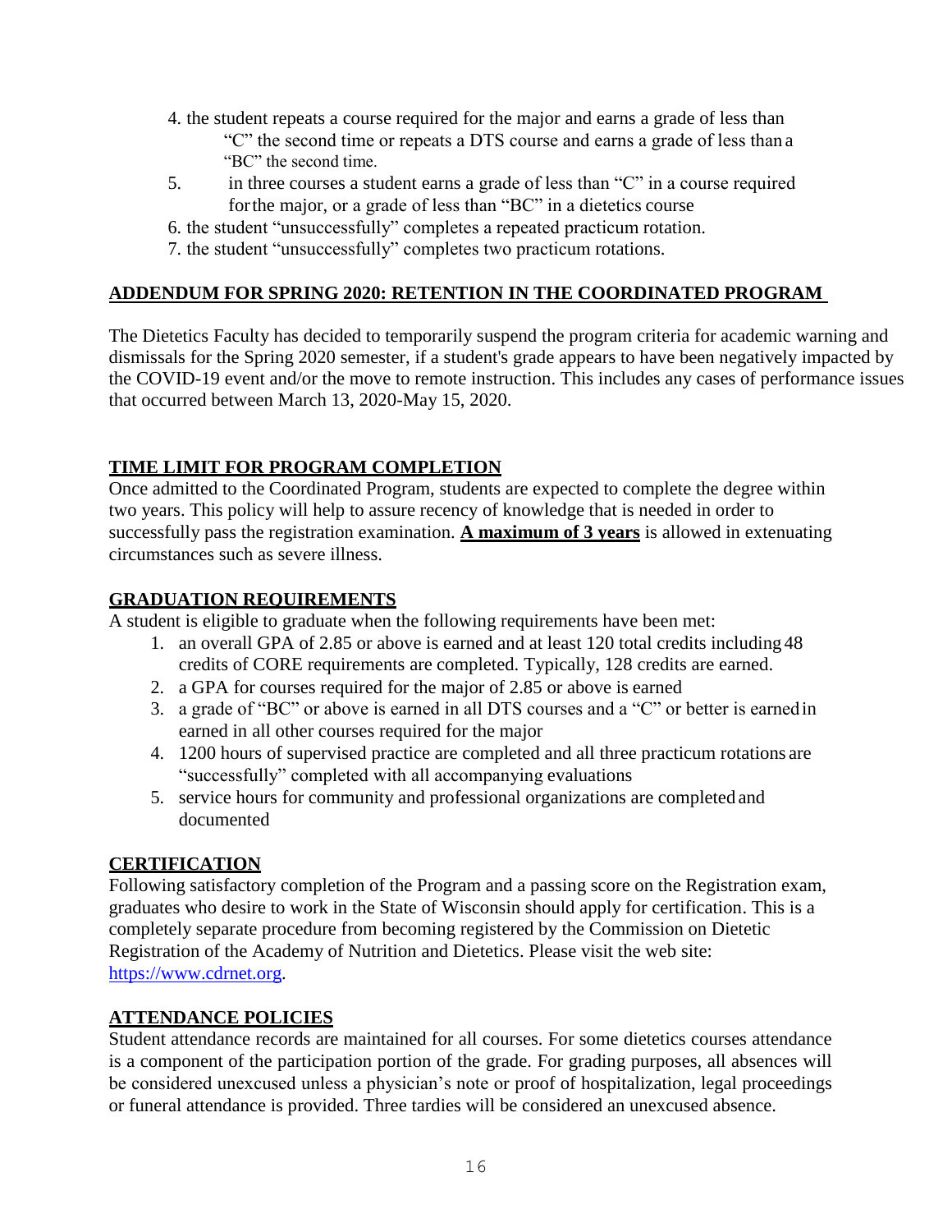4. the student repeats a course required for the major and earns a grade of less than "C" the second time or repeats a DTS course and earns a grade of less than a "BC" the second time.
5. in three courses a student earns a grade of less than "C" in a course required for the major, or a grade of less than "BC" in a dietetics course
6. the student "unsuccessfully" completes a repeated practicum rotation.
7. the student "unsuccessfully" completes two practicum rotations.

## ADDENDUM FOR SPRING 2020: RETENTION IN THE COORDINATED PROGRAM

The Dietetics Faculty has decided to temporarily suspend the program criteria for academic warning and dismissals for the Spring 2020 semester, if a student's grade appears to have been negatively impacted by the COVID-19 event and/or the move to remote instruction. This includes any cases of performance issues that occurred between March 13, 2020-May 15, 2020.

## TIME LIMIT FOR PROGRAM COMPLETION

Once admitted to the Coordinated Program, students are expected to complete the degree within two years. This policy will help to assure recency of knowledge that is needed in order to successfully pass the registration examination. **A maximum of 3 years** is allowed in extenuating circumstances such as severe illness.

## GRADUATION REQUIREMENTS

A student is eligible to graduate when the following requirements have been met:

1. an overall GPA of 2.85 or above is earned and at least 120 total credits including 48 credits of CORE requirements are completed. Typically, 128 credits are earned.
2. a GPA for courses required for the major of 2.85 or above is earned
3. a grade of "BC" or above is earned in all DTS courses and a "C" or better is earned in earned in all other courses required for the major
4. 1200 hours of supervised practice are completed and all three practicum rotations are "successfully" completed with all accompanying evaluations
5. service hours for community and professional organizations are completed and documented

## CERTIFICATION

Following satisfactory completion of the Program and a passing score on the Registration exam, graduates who desire to work in the State of Wisconsin should apply for certification. This is a completely separate procedure from becoming registered by the Commission on Dietetic Registration of the Academy of Nutrition and Dietetics. Please visit the web site: https://www.cdrnet.org.

## ATTENDANCE POLICIES

Student attendance records are maintained for all courses. For some dietetics courses attendance is a component of the participation portion of the grade. For grading purposes, all absences will be considered unexcused unless a physician's note or proof of hospitalization, legal proceedings or funeral attendance is provided. Three tardies will be considered an unexcused absence.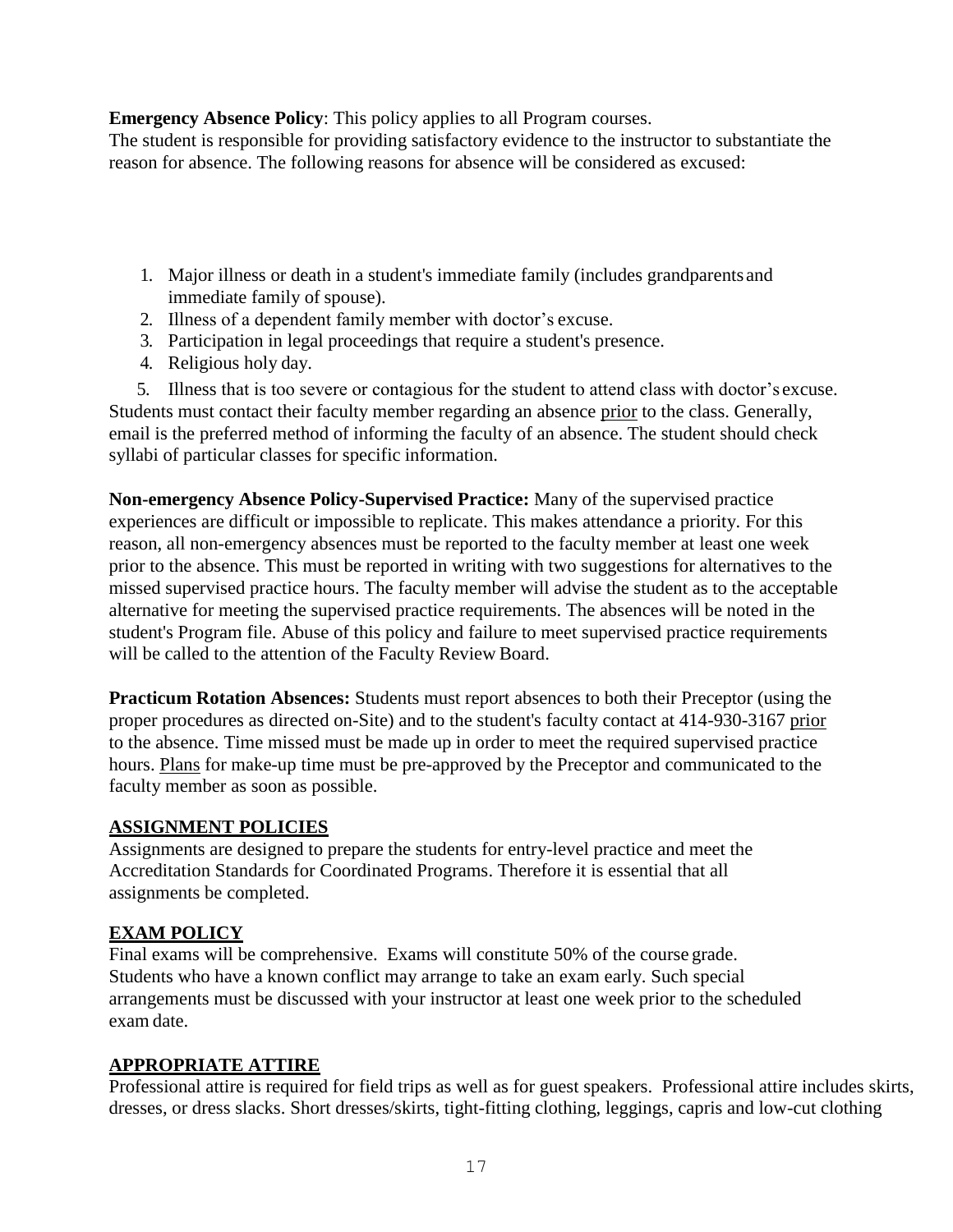**Emergency Absence Policy**: This policy applies to all Program courses.
The student is responsible for providing satisfactory evidence to the instructor to substantiate the reason for absence. The following reasons for absence will be considered as excused:

1. Major illness or death in a student's immediate family (includes grandparents and immediate family of spouse).
2. Illness of a dependent family member with doctor's excuse.
3. Participation in legal proceedings that require a student's presence.
4. Religious holy day.
5. Illness that is too severe or contagious for the student to attend class with doctor's excuse.

Students must contact their faculty member regarding an absence <u>prior</u> to the class. Generally, email is the preferred method of informing the faculty of an absence. The student should check syllabi of particular classes for specific information.

**Non-emergency Absence Policy-Supervised Practice:** Many of the supervised practice experiences are difficult or impossible to replicate. This makes attendance a priority. For this reason, all non-emergency absences must be reported to the faculty member at least one week prior to the absence. This must be reported in writing with two suggestions for alternatives to the missed supervised practice hours. The faculty member will advise the student as to the acceptable alternative for meeting the supervised practice requirements. The absences will be noted in the student's Program file. Abuse of this policy and failure to meet supervised practice requirements will be called to the attention of the Faculty Review Board.

**Practicum Rotation Absences:** Students must report absences to both their Preceptor (using the proper procedures as directed on-Site) and to the student's faculty contact at 414-930-3167 <u>prior</u> to the absence. Time missed must be made up in order to meet the required supervised practice hours. <u>Plans</u> for make-up time must be pre-approved by the Preceptor and communicated to the faculty member as soon as possible.

## ASSIGNMENT POLICIES

Assignments are designed to prepare the students for entry-level practice and meet the Accreditation Standards for Coordinated Programs. Therefore it is essential that all assignments be completed.

## EXAM POLICY

Final exams will be comprehensive. Exams will constitute 50% of the course grade. Students who have a known conflict may arrange to take an exam early. Such special arrangements must be discussed with your instructor at least one week prior to the scheduled exam date.

## APPROPRIATE ATTIRE

Professional attire is required for field trips as well as for guest speakers. Professional attire includes skirts, dresses, or dress slacks. Short dresses/skirts, tight-fitting clothing, leggings, capris and low-cut clothing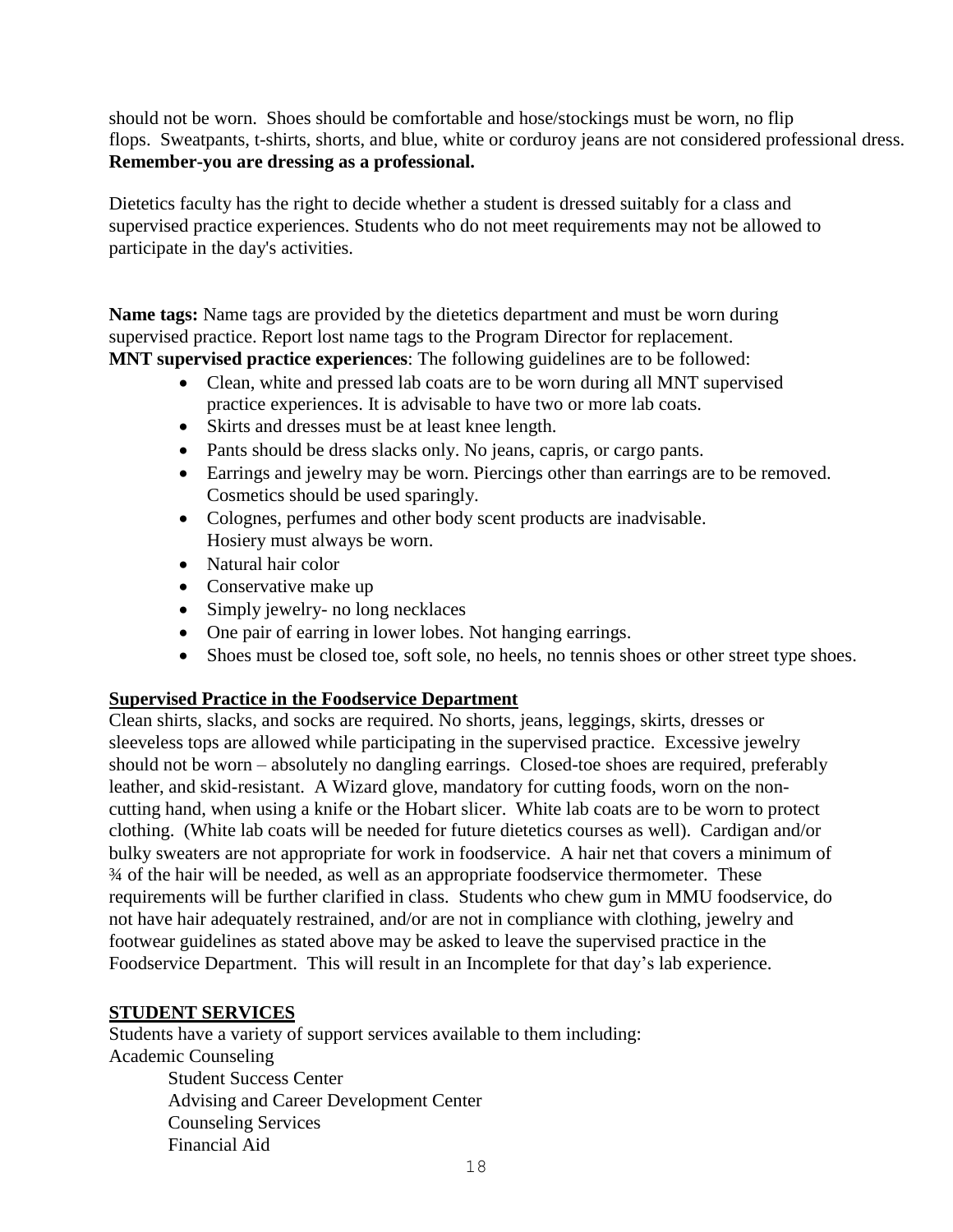should not be worn. Shoes should be comfortable and hose/stockings must be worn, no flip flops. Sweatpants, t-shirts, shorts, and blue, white or corduroy jeans are not considered professional dress. **Remember-you are dressing as a professional.**

Dietetics faculty has the right to decide whether a student is dressed suitably for a class and supervised practice experiences. Students who do not meet requirements may not be allowed to participate in the day's activities.

**Name tags:** Name tags are provided by the dietetics department and must be worn during supervised practice. Report lost name tags to the Program Director for replacement.
**MNT supervised practice experiences**: The following guidelines are to be followed:

- Clean, white and pressed lab coats are to be worn during all MNT supervised practice experiences. It is advisable to have two or more lab coats.
- Skirts and dresses must be at least knee length.
- Pants should be dress slacks only. No jeans, capris, or cargo pants.
- Earrings and jewelry may be worn. Piercings other than earrings are to be removed. Cosmetics should be used sparingly.
- Colognes, perfumes and other body scent products are inadvisable. Hosiery must always be worn.
- Natural hair color
- Conservative make up
- Simply jewelry- no long necklaces
- One pair of earring in lower lobes. Not hanging earrings.
- Shoes must be closed toe, soft sole, no heels, no tennis shoes or other street type shoes.

## Supervised Practice in the Foodservice Department

Clean shirts, slacks, and socks are required. No shorts, jeans, leggings, skirts, dresses or sleeveless tops are allowed while participating in the supervised practice. Excessive jewelry should not be worn – absolutely no dangling earrings. Closed-toe shoes are required, preferably leather, and skid-resistant. A Wizard glove, mandatory for cutting foods, worn on the non-cutting hand, when using a knife or the Hobart slicer. White lab coats are to be worn to protect clothing. (White lab coats will be needed for future dietetics courses as well). Cardigan and/or bulky sweaters are not appropriate for work in foodservice. A hair net that covers a minimum of ¾ of the hair will be needed, as well as an appropriate foodservice thermometer. These requirements will be further clarified in class. Students who chew gum in MMU foodservice, do not have hair adequately restrained, and/or are not in compliance with clothing, jewelry and footwear guidelines as stated above may be asked to leave the supervised practice in the Foodservice Department. This will result in an Incomplete for that day's lab experience.

## STUDENT SERVICES

Students have a variety of support services available to them including:
Academic Counseling

- Student Success Center
- Advising and Career Development Center
- Counseling Services
- Financial Aid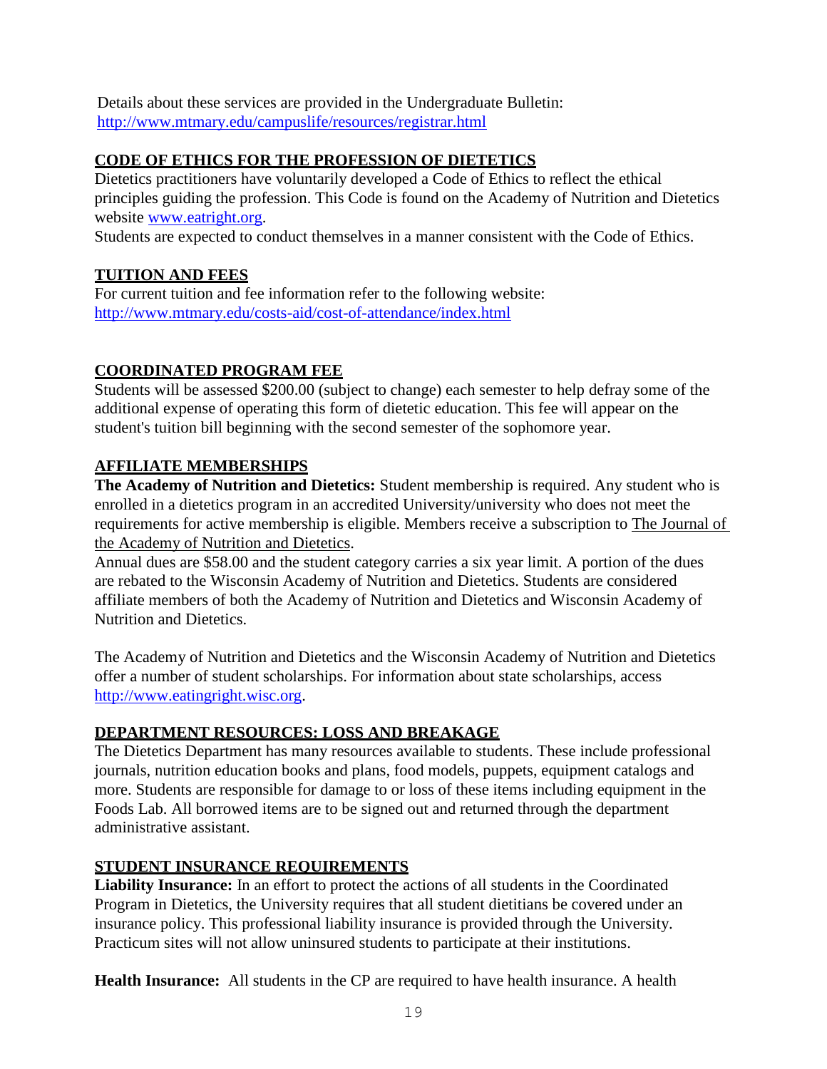Details about these services are provided in the Undergraduate Bulletin: [http://www.mtmary.edu/campuslife/resources/registrar.html](http://www.mtmary.edu/campuslife/resources/registrar.html)

## CODE OF ETHICS FOR THE PROFESSION OF DIETETICS

Dietetics practitioners have voluntarily developed a Code of Ethics to reflect the ethical principles guiding the profession. This Code is found on the Academy of Nutrition and Dietetics website [www.eatright.org](http://www.eatright.org).

Students are expected to conduct themselves in a manner consistent with the Code of Ethics.

## TUITION AND FEES

For current tuition and fee information refer to the following website: [http://www.mtmary.edu/costs-aid/cost-of-attendance/index.html](http://www.mtmary.edu/costs-aid/cost-of-attendance/index.html)

## COORDINATED PROGRAM FEE

Students will be assessed $200.00 (subject to change) each semester to help defray some of the additional expense of operating this form of dietetic education. This fee will appear on the student's tuition bill beginning with the second semester of the sophomore year.

## AFFILIATE MEMBERSHIPS

**The Academy of Nutrition and Dietetics:** Student membership is required. Any student who is enrolled in a dietetics program in an accredited University/university who does not meet the requirements for active membership is eligible. Members receive a subscription to The Journal of the Academy of Nutrition and Dietetics.

Annual dues are $58.00 and the student category carries a six year limit. A portion of the dues are rebated to the Wisconsin Academy of Nutrition and Dietetics. Students are considered affiliate members of both the Academy of Nutrition and Dietetics and Wisconsin Academy of Nutrition and Dietetics.

The Academy of Nutrition and Dietetics and the Wisconsin Academy of Nutrition and Dietetics offer a number of student scholarships. For information about state scholarships, access [http://www.eatingright.wisc.org](http://www.eatingright.wisc.org).

## DEPARTMENT RESOURCES: LOSS AND BREAKAGE

The Dietetics Department has many resources available to students. These include professional journals, nutrition education books and plans, food models, puppets, equipment catalogs and more. Students are responsible for damage to or loss of these items including equipment in the Foods Lab. All borrowed items are to be signed out and returned through the department administrative assistant.

## STUDENT INSURANCE REQUIREMENTS

**Liability Insurance:** In an effort to protect the actions of all students in the Coordinated Program in Dietetics, the University requires that all student dietitians be covered under an insurance policy. This professional liability insurance is provided through the University. Practicum sites will not allow uninsured students to participate at their institutions.

**Health Insurance:** All students in the CP are required to have health insurance. A health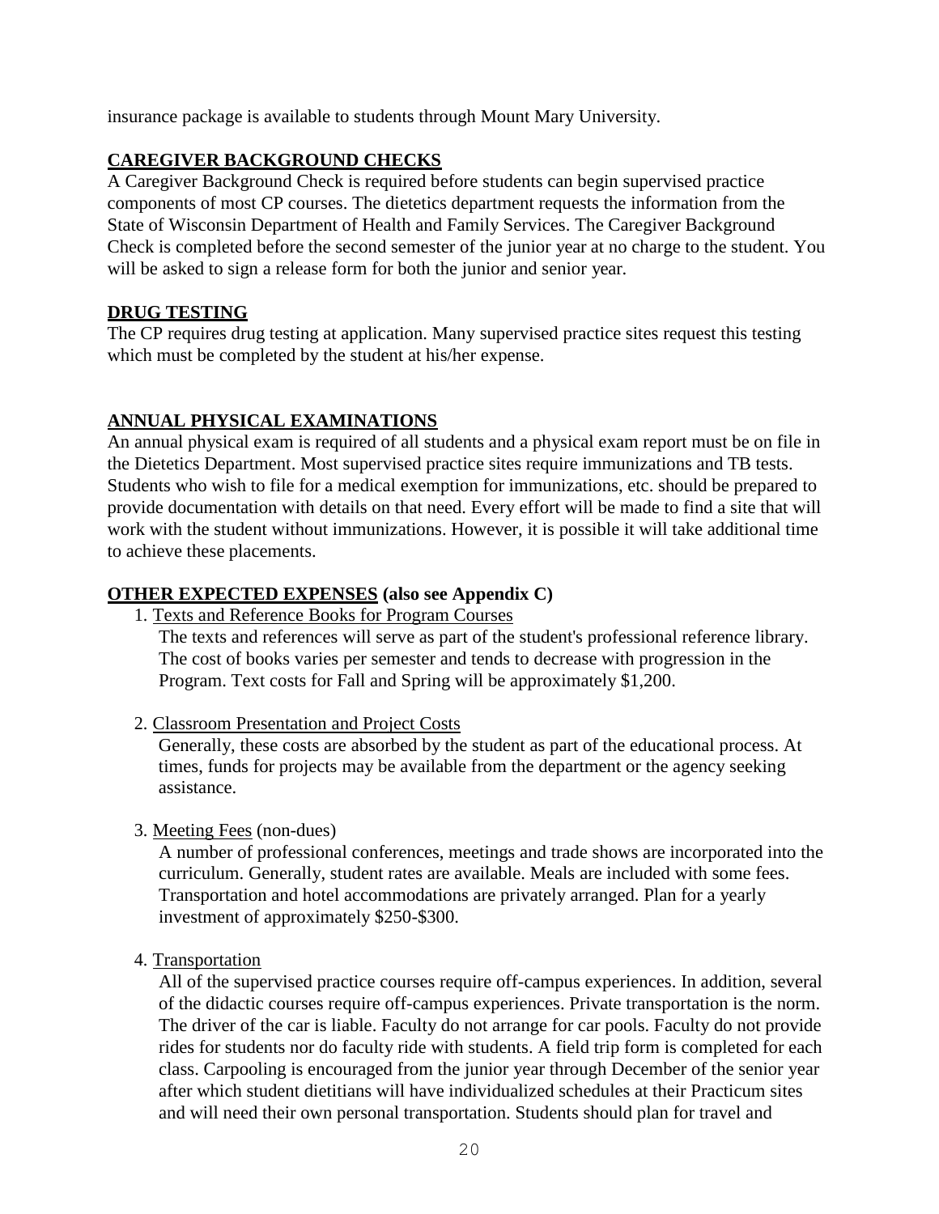insurance package is available to students through Mount Mary University.

## CAREGIVER BACKGROUND CHECKS

A Caregiver Background Check is required before students can begin supervised practice components of most CP courses. The dietetics department requests the information from the State of Wisconsin Department of Health and Family Services. The Caregiver Background Check is completed before the second semester of the junior year at no charge to the student. You will be asked to sign a release form for both the junior and senior year.

## DRUG TESTING

The CP requires drug testing at application. Many supervised practice sites request this testing which must be completed by the student at his/her expense.

## ANNUAL PHYSICAL EXAMINATIONS

An annual physical exam is required of all students and a physical exam report must be on file in the Dietetics Department. Most supervised practice sites require immunizations and TB tests. Students who wish to file for a medical exemption for immunizations, etc. should be prepared to provide documentation with details on that need. Every effort will be made to find a site that will work with the student without immunizations. However, it is possible it will take additional time to achieve these placements.

## OTHER EXPECTED EXPENSES (also see Appendix C)

1. Texts and Reference Books for Program Courses

   The texts and references will serve as part of the student's professional reference library. The cost of books varies per semester and tends to decrease with progression in the Program. Text costs for Fall and Spring will be approximately $1,200.

2. Classroom Presentation and Project Costs

   Generally, these costs are absorbed by the student as part of the educational process. At times, funds for projects may be available from the department or the agency seeking assistance.

3. Meeting Fees (non-dues)

   A number of professional conferences, meetings and trade shows are incorporated into the curriculum. Generally, student rates are available. Meals are included with some fees. Transportation and hotel accommodations are privately arranged. Plan for a yearly investment of approximately $250-$300.

4. Transportation

   All of the supervised practice courses require off-campus experiences. In addition, several of the didactic courses require off-campus experiences. Private transportation is the norm. The driver of the car is liable. Faculty do not arrange for car pools. Faculty do not provide rides for students nor do faculty ride with students. A field trip form is completed for each class. Carpooling is encouraged from the junior year through December of the senior year after which student dietitians will have individualized schedules at their Practicum sites and will need their own personal transportation. Students should plan for travel and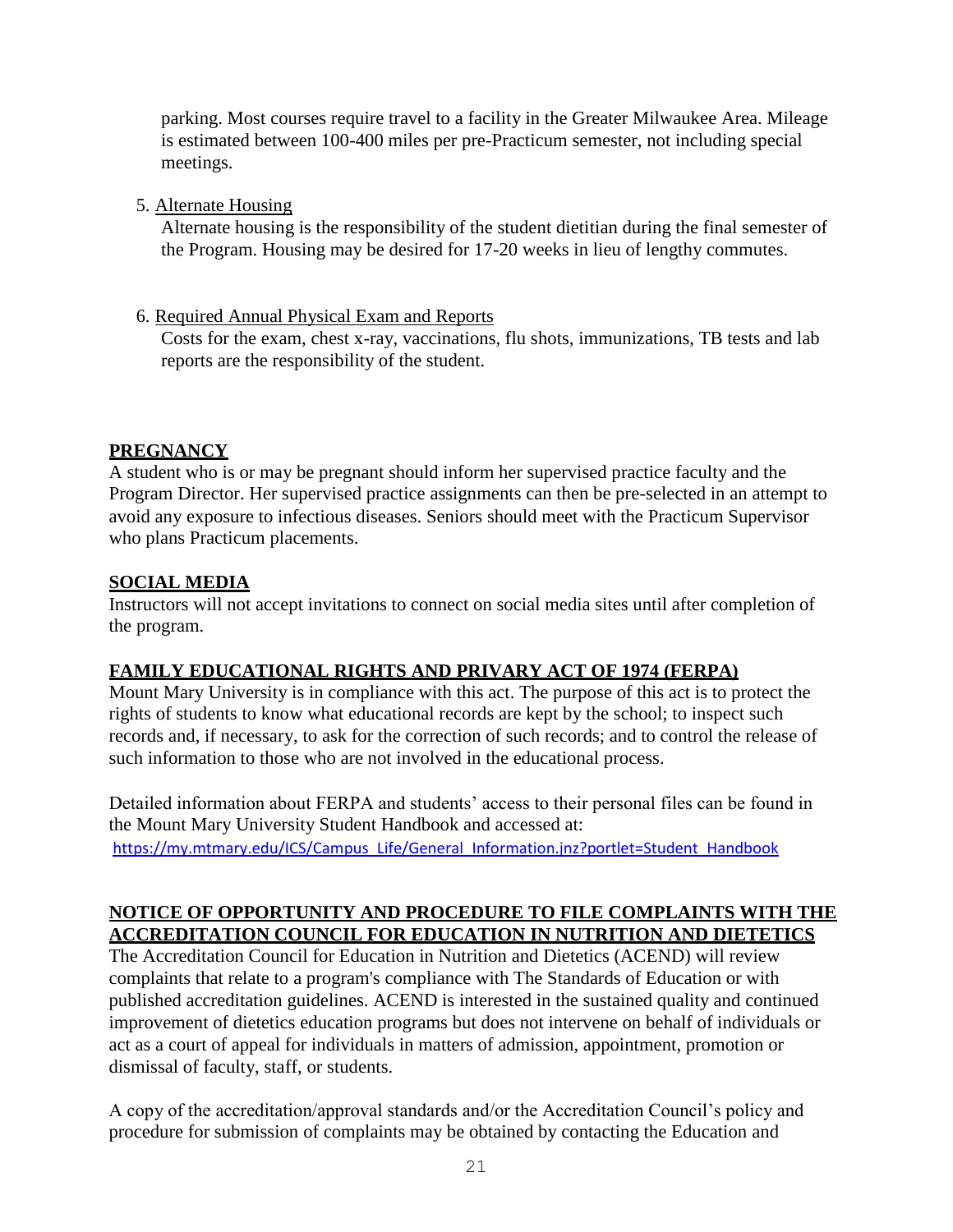parking. Most courses require travel to a facility in the Greater Milwaukee Area. Mileage is estimated between 100-400 miles per pre-Practicum semester, not including special meetings.

5. Alternate Housing

   Alternate housing is the responsibility of the student dietitian during the final semester of the Program. Housing may be desired for 17-20 weeks in lieu of lengthy commutes.

6. Required Annual Physical Exam and Reports

   Costs for the exam, chest x-ray, vaccinations, flu shots, immunizations, TB tests and lab reports are the responsibility of the student.

## PREGNANCY

A student who is or may be pregnant should inform her supervised practice faculty and the Program Director. Her supervised practice assignments can then be pre-selected in an attempt to avoid any exposure to infectious diseases. Seniors should meet with the Practicum Supervisor who plans Practicum placements.

## SOCIAL MEDIA

Instructors will not accept invitations to connect on social media sites until after completion of the program.

## FAMILY EDUCATIONAL RIGHTS AND PRIVARY ACT OF 1974 (FERPA)

Mount Mary University is in compliance with this act. The purpose of this act is to protect the rights of students to know what educational records are kept by the school; to inspect such records and, if necessary, to ask for the correction of such records; and to control the release of such information to those who are not involved in the educational process.

Detailed information about FERPA and students' access to their personal files can be found in the Mount Mary University Student Handbook and accessed at:
https://my.mtmary.edu/ICS/Campus_Life/General_Information.jnz?portlet=Student_Handbook

## NOTICE OF OPPORTUNITY AND PROCEDURE TO FILE COMPLAINTS WITH THE ACCREDITATION COUNCIL FOR EDUCATION IN NUTRITION AND DIETETICS

The Accreditation Council for Education in Nutrition and Dietetics (ACEND) will review complaints that relate to a program's compliance with The Standards of Education or with published accreditation guidelines. ACEND is interested in the sustained quality and continued improvement of dietetics education programs but does not intervene on behalf of individuals or act as a court of appeal for individuals in matters of admission, appointment, promotion or dismissal of faculty, staff, or students.

A copy of the accreditation/approval standards and/or the Accreditation Council's policy and procedure for submission of complaints may be obtained by contacting the Education and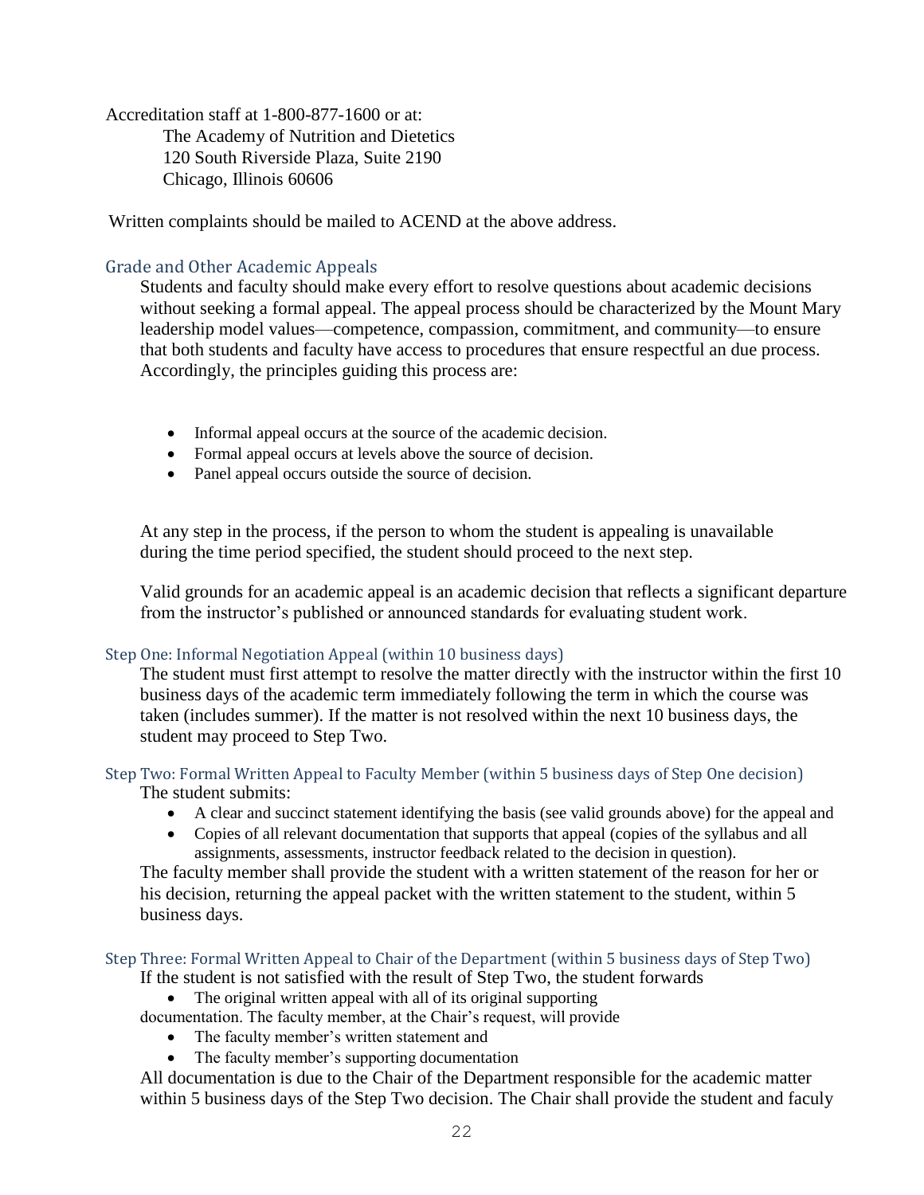Accreditation staff at 1-800-877-1600 or at:

The Academy of Nutrition and Dietetics
120 South Riverside Plaza, Suite 2190
Chicago, Illinois 60606

Written complaints should be mailed to ACEND at the above address.

## Grade and Other Academic Appeals

Students and faculty should make every effort to resolve questions about academic decisions without seeking a formal appeal. The appeal process should be characterized by the Mount Mary leadership model values—competence, compassion, commitment, and community—to ensure that both students and faculty have access to procedures that ensure respectful an due process. Accordingly, the principles guiding this process are:

- Informal appeal occurs at the source of the academic decision.
- Formal appeal occurs at levels above the source of decision.
- Panel appeal occurs outside the source of decision.

At any step in the process, if the person to whom the student is appealing is unavailable during the time period specified, the student should proceed to the next step.

Valid grounds for an academic appeal is an academic decision that reflects a significant departure from the instructor's published or announced standards for evaluating student work.

### Step One: Informal Negotiation Appeal (within 10 business days)

The student must first attempt to resolve the matter directly with the instructor within the first 10 business days of the academic term immediately following the term in which the course was taken (includes summer). If the matter is not resolved within the next 10 business days, the student may proceed to Step Two.

### Step Two: Formal Written Appeal to Faculty Member (within 5 business days of Step One decision)

The student submits:

- A clear and succinct statement identifying the basis (see valid grounds above) for the appeal and
- Copies of all relevant documentation that supports that appeal (copies of the syllabus and all assignments, assessments, instructor feedback related to the decision in question).

The faculty member shall provide the student with a written statement of the reason for her or his decision, returning the appeal packet with the written statement to the student, within 5 business days.

### Step Three: Formal Written Appeal to Chair of the Department (within 5 business days of Step Two)

If the student is not satisfied with the result of Step Two, the student forwards

- The original written appeal with all of its original supporting documentation. The faculty member, at the Chair's request, will provide
- The faculty member's written statement and
- The faculty member's supporting documentation

All documentation is due to the Chair of the Department responsible for the academic matter within 5 business days of the Step Two decision. The Chair shall provide the student and faculy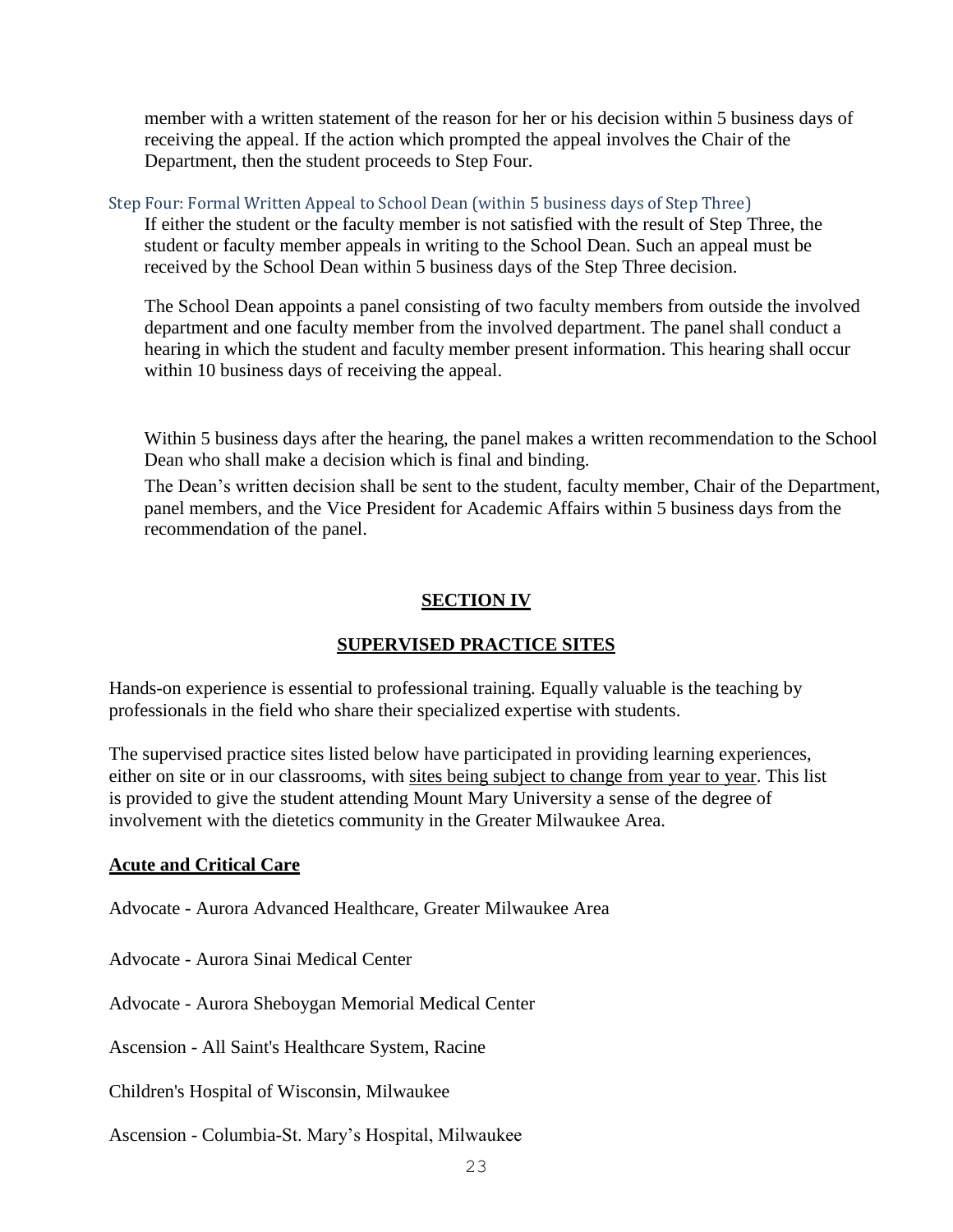member with a written statement of the reason for her or his decision within 5 business days of receiving the appeal. If the action which prompted the appeal involves the Chair of the Department, then the student proceeds to Step Four.

### Step Four: Formal Written Appeal to School Dean (within 5 business days of Step Three)

If either the student or the faculty member is not satisfied with the result of Step Three, the student or faculty member appeals in writing to the School Dean. Such an appeal must be received by the School Dean within 5 business days of the Step Three decision.

The School Dean appoints a panel consisting of two faculty members from outside the involved department and one faculty member from the involved department. The panel shall conduct a hearing in which the student and faculty member present information. This hearing shall occur within 10 business days of receiving the appeal.

Within 5 business days after the hearing, the panel makes a written recommendation to the School Dean who shall make a decision which is final and binding.

The Dean's written decision shall be sent to the student, faculty member, Chair of the Department, panel members, and the Vice President for Academic Affairs within 5 business days from the recommendation of the panel.

## SECTION IV

## SUPERVISED PRACTICE SITES

Hands-on experience is essential to professional training. Equally valuable is the teaching by professionals in the field who share their specialized expertise with students.

The supervised practice sites listed below have participated in providing learning experiences, either on site or in our classrooms, with sites being subject to change from year to year. This list is provided to give the student attending Mount Mary University a sense of the degree of involvement with the dietetics community in the Greater Milwaukee Area.

### Acute and Critical Care

Advocate - Aurora Advanced Healthcare, Greater Milwaukee Area

Advocate - Aurora Sinai Medical Center

Advocate - Aurora Sheboygan Memorial Medical Center

Ascension - All Saint's Healthcare System, Racine

Children's Hospital of Wisconsin, Milwaukee

Ascension - Columbia-St. Mary's Hospital, Milwaukee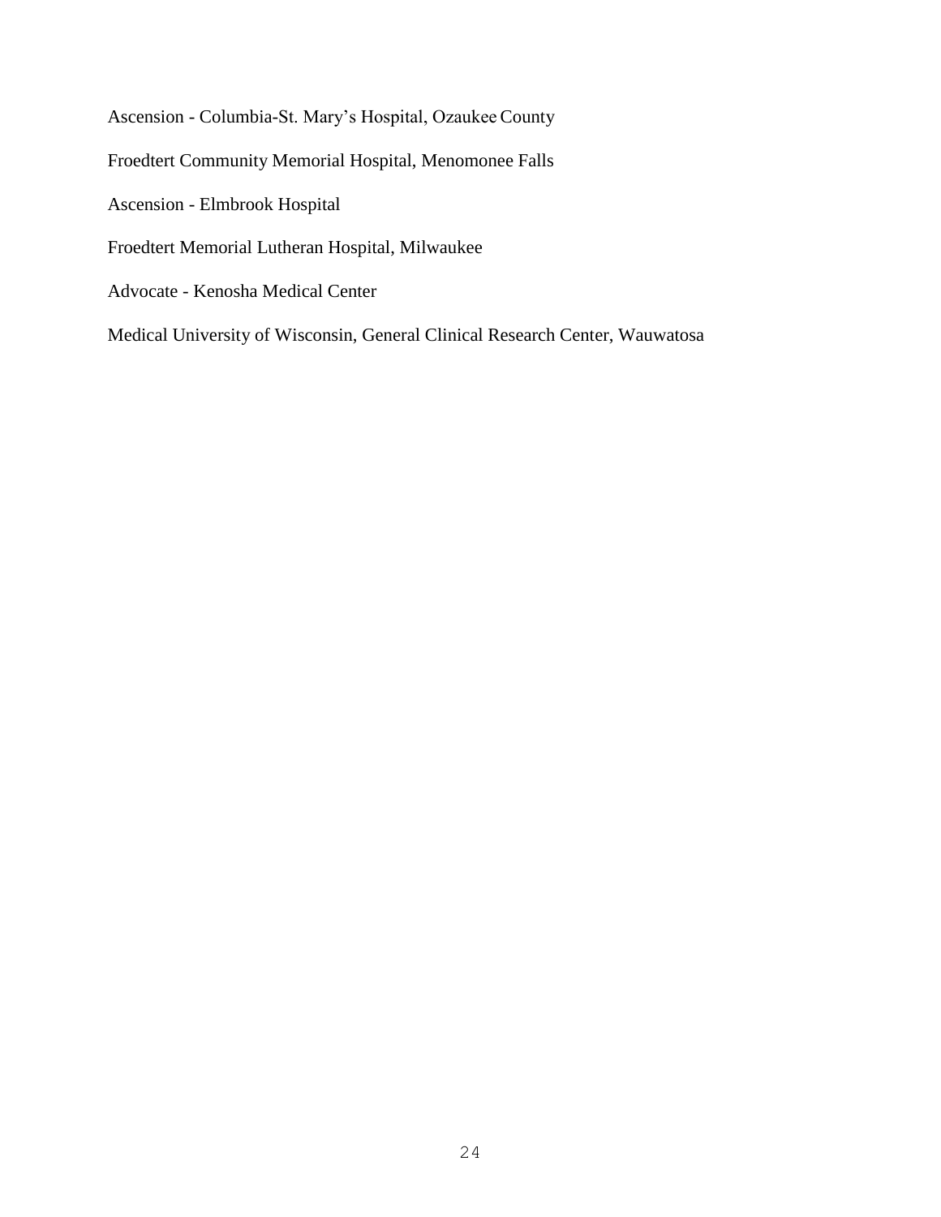Ascension - Columbia-St. Mary's Hospital, Ozaukee County

Froedtert Community Memorial Hospital, Menomonee Falls

Ascension - Elmbrook Hospital

Froedtert Memorial Lutheran Hospital, Milwaukee

Advocate - Kenosha Medical Center

Medical University of Wisconsin, General Clinical Research Center, Wauwatosa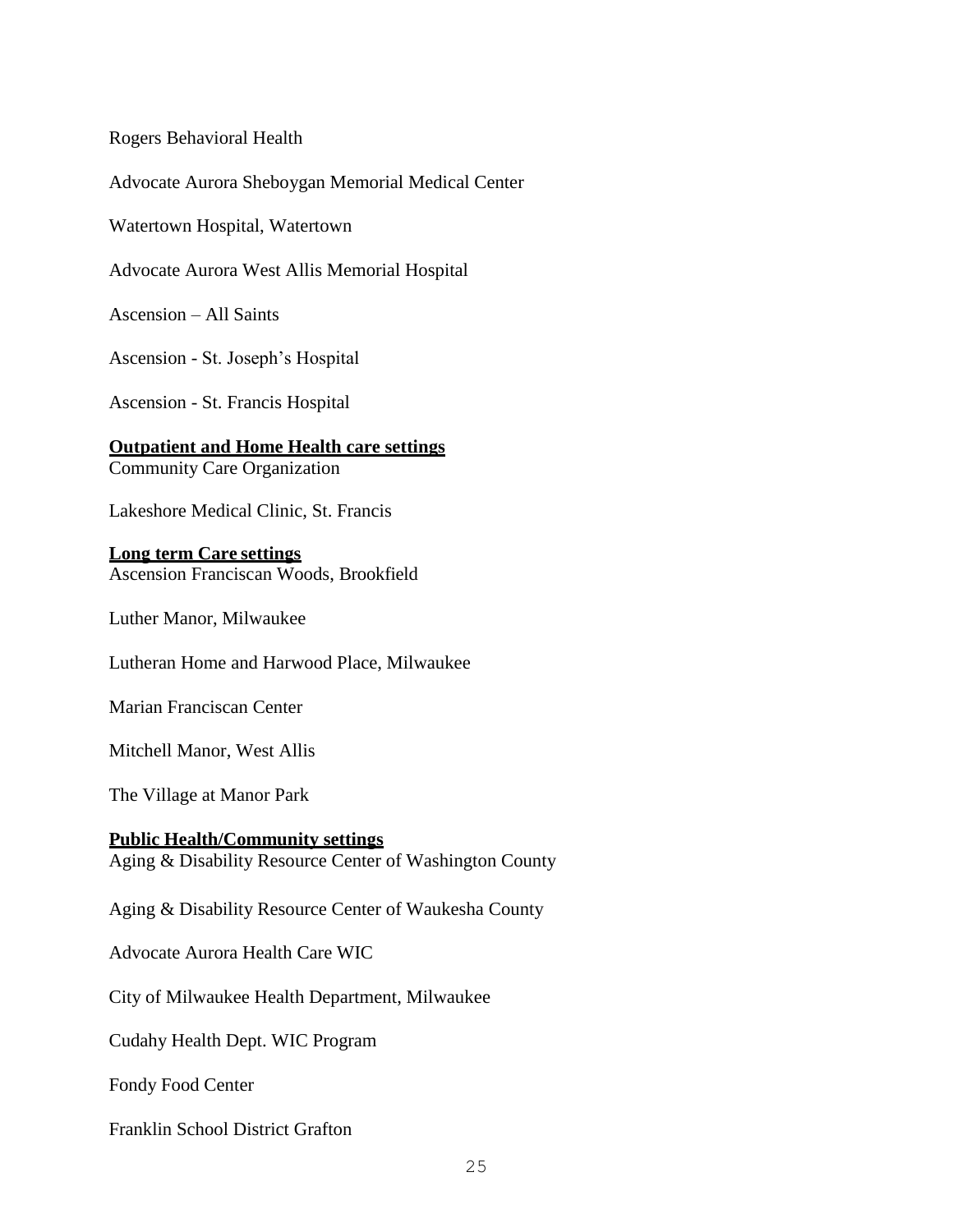Rogers Behavioral Health

Advocate Aurora Sheboygan Memorial Medical Center

Watertown Hospital, Watertown

Advocate Aurora West Allis Memorial Hospital

Ascension – All Saints

Ascension - St. Joseph's Hospital

Ascension - St. Francis Hospital

**Outpatient and Home Health care settings**

Community Care Organization

Lakeshore Medical Clinic, St. Francis

**Long term Care settings**

Ascension Franciscan Woods, Brookfield

Luther Manor, Milwaukee

Lutheran Home and Harwood Place, Milwaukee

Marian Franciscan Center

Mitchell Manor, West Allis

The Village at Manor Park

**Public Health/Community settings**

Aging & Disability Resource Center of Washington County

Aging & Disability Resource Center of Waukesha County

Advocate Aurora Health Care WIC

City of Milwaukee Health Department, Milwaukee

Cudahy Health Dept. WIC Program

Fondy Food Center

Franklin School District Grafton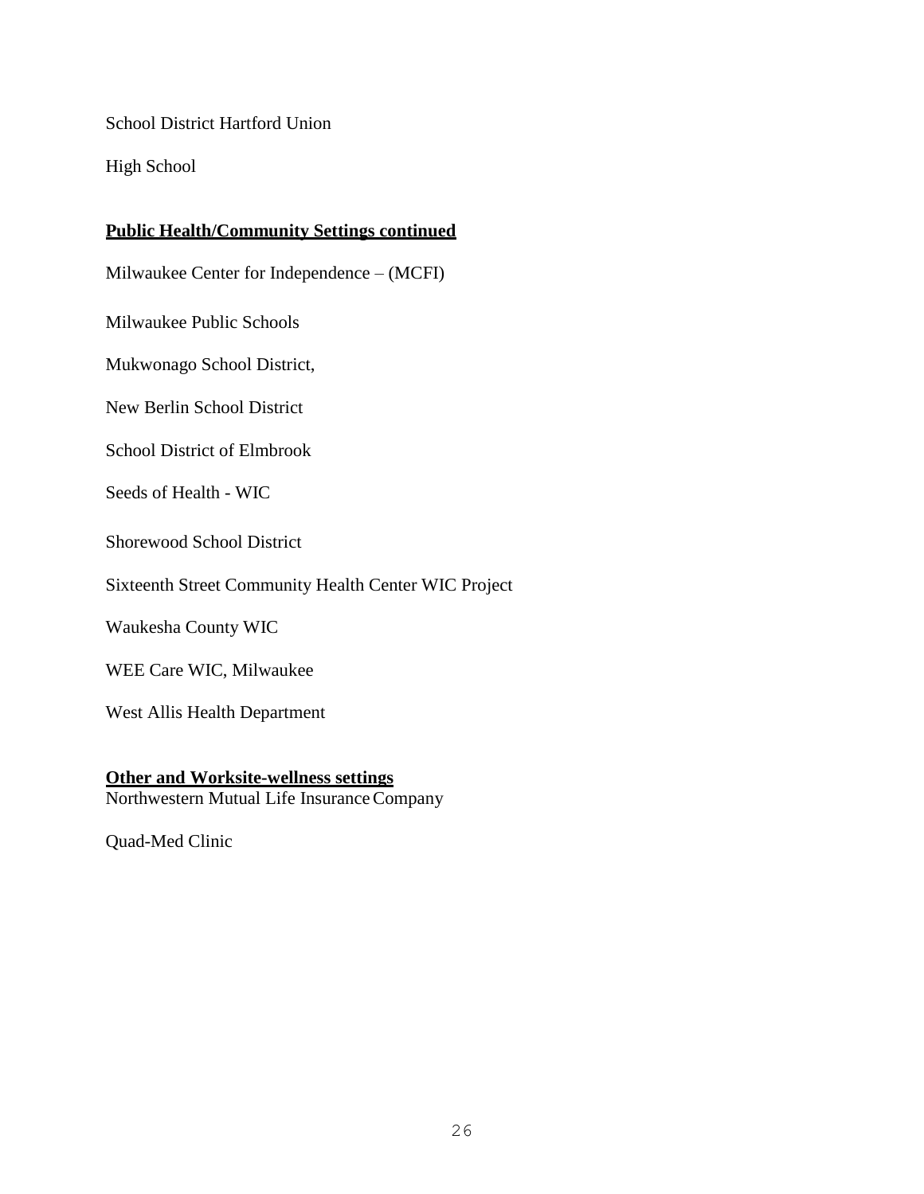School District Hartford Union

High School

**Public Health/Community Settings continued**

Milwaukee Center for Independence – (MCFI)

Milwaukee Public Schools

Mukwonago School District,

New Berlin School District

School District of Elmbrook

Seeds of Health - WIC

Shorewood School District

Sixteenth Street Community Health Center WIC Project

Waukesha County WIC

WEE Care WIC, Milwaukee

West Allis Health Department

**Other and Worksite-wellness settings**

Northwestern Mutual Life Insurance Company

Quad-Med Clinic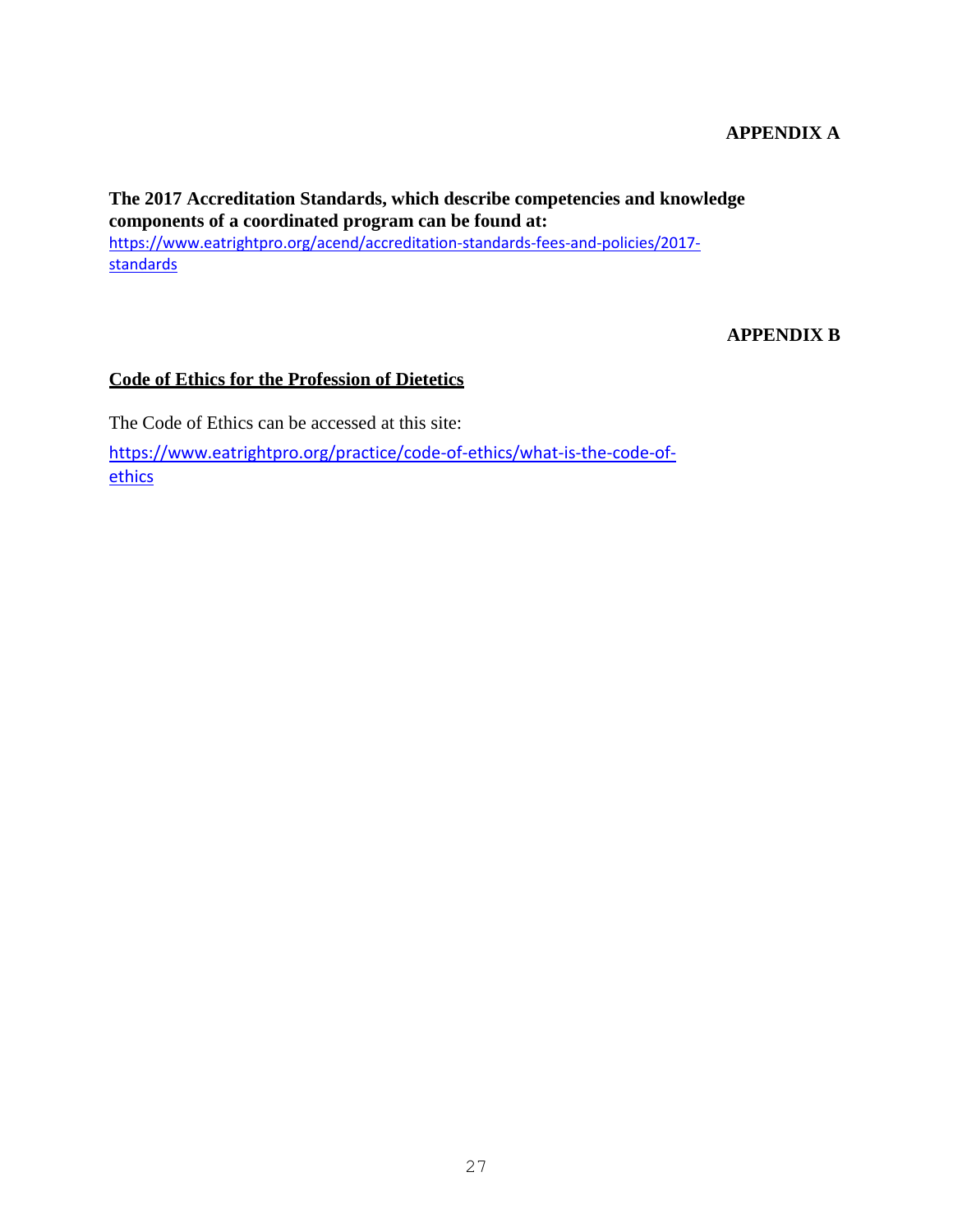## APPENDIX A

**The 2017 Accreditation Standards, which describe competencies and knowledge components of a coordinated program can be found at:**
https://www.eatrightpro.org/acend/accreditation-standards-fees-and-policies/2017-standards

## APPENDIX B

**<u>Code of Ethics for the Profession of Dietetics</u>**

The Code of Ethics can be accessed at this site:

https://www.eatrightpro.org/practice/code-of-ethics/what-is-the-code-of-ethics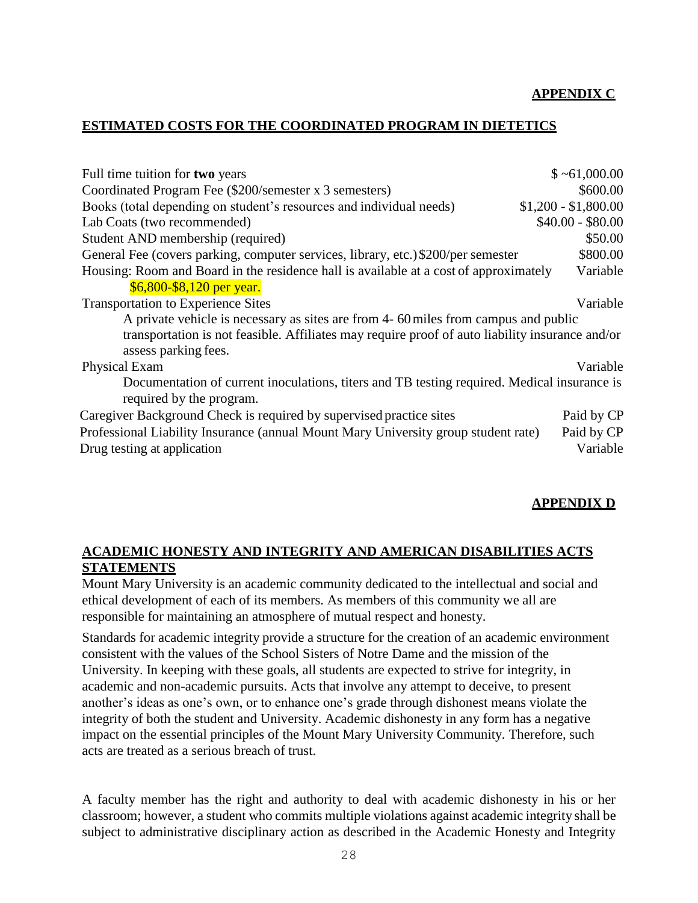## APPENDIX C

## ESTIMATED COSTS FOR THE COORDINATED PROGRAM IN DIETETICS

| Item | Cost |
|---|---|
| Full time tuition for **two** years | $ ~61,000.00 |
| Coordinated Program Fee ($200/semester x 3 semesters) | $600.00 |
| Books (total depending on student's resources and individual needs) | $1,200 - $1,800.00 |
| Lab Coats (two recommended) | $40.00 - $80.00 |
| Student AND membership (required) | $50.00 |
| General Fee (covers parking, computer services, library, etc.) $200/per semester | $800.00 |
| Housing: Room and Board in the residence hall is available at a cost of approximately $6,800-$8,120 per year. | Variable |
| Transportation to Experience Sites<br>A private vehicle is necessary as sites are from 4- 60 miles from campus and public transportation is not feasible. Affiliates may require proof of auto liability insurance and/or assess parking fees. | Variable |
| Physical Exam<br>Documentation of current inoculations, titers and TB testing required. Medical insurance is required by the program. | Variable |
| Caregiver Background Check is required by supervised practice sites | Paid by CP |
| Professional Liability Insurance (annual Mount Mary University group student rate) | Paid by CP |
| Drug testing at application | Variable |

## APPENDIX D

## ACADEMIC HONESTY AND INTEGRITY AND AMERICAN DISABILITIES ACTS STATEMENTS

Mount Mary University is an academic community dedicated to the intellectual and social and ethical development of each of its members. As members of this community we all are responsible for maintaining an atmosphere of mutual respect and honesty.

Standards for academic integrity provide a structure for the creation of an academic environment consistent with the values of the School Sisters of Notre Dame and the mission of the University. In keeping with these goals, all students are expected to strive for integrity, in academic and non-academic pursuits. Acts that involve any attempt to deceive, to present another's ideas as one's own, or to enhance one's grade through dishonest means violate the integrity of both the student and University. Academic dishonesty in any form has a negative impact on the essential principles of the Mount Mary University Community. Therefore, such acts are treated as a serious breach of trust.

A faculty member has the right and authority to deal with academic dishonesty in his or her classroom; however, a student who commits multiple violations against academic integrity shall be subject to administrative disciplinary action as described in the Academic Honesty and Integrity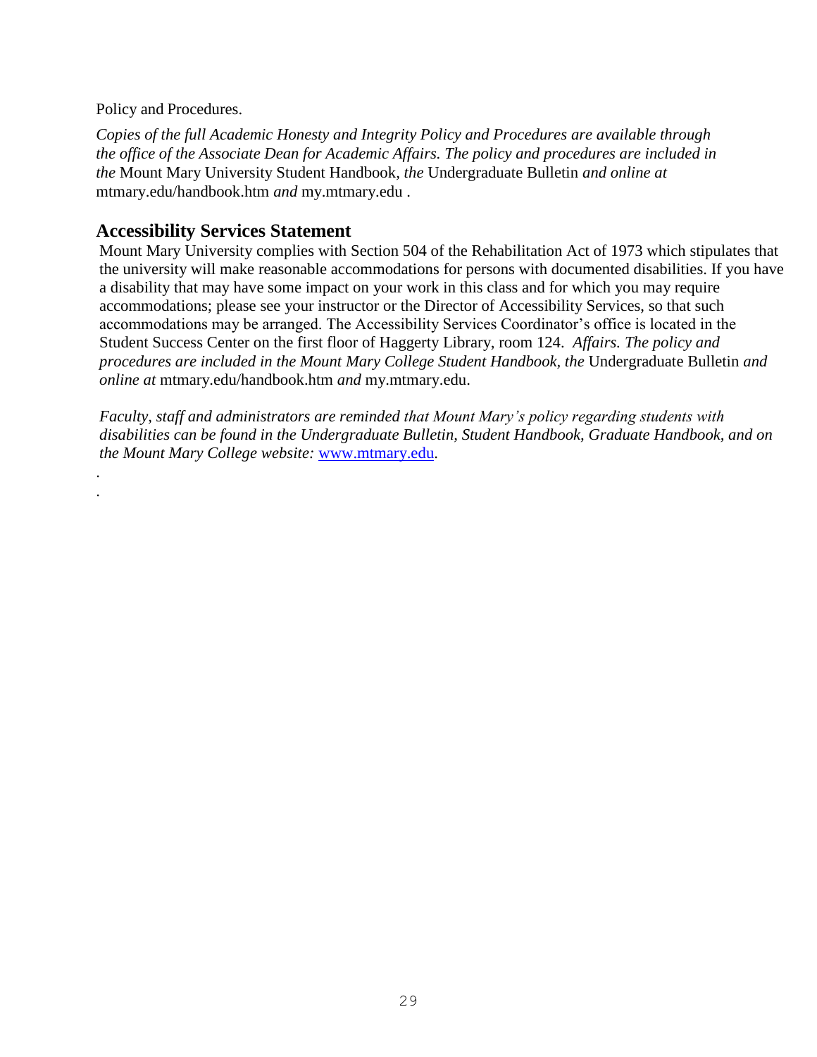Policy and Procedures.

*Copies of the full Academic Honesty and Integrity Policy and Procedures are available through the office of the Associate Dean for Academic Affairs. The policy and procedures are included in the* Mount Mary University Student Handbook, *the* Undergraduate Bulletin *and online at* mtmary.edu/handbook.htm *and* my.mtmary.edu .

## Accessibility Services Statement

Mount Mary University complies with Section 504 of the Rehabilitation Act of 1973 which stipulates that the university will make reasonable accommodations for persons with documented disabilities. If you have a disability that may have some impact on your work in this class and for which you may require accommodations; please see your instructor or the Director of Accessibility Services, so that such accommodations may be arranged. The Accessibility Services Coordinator's office is located in the Student Success Center on the first floor of Haggerty Library, room 124. *Affairs. The policy and procedures are included in the Mount Mary College Student Handbook, the* Undergraduate Bulletin *and online at* mtmary.edu/handbook.htm *and* my.mtmary.edu.

*Faculty, staff and administrators are reminded that Mount Mary's policy regarding students with disabilities can be found in the Undergraduate Bulletin, Student Handbook, Graduate Handbook, and on the Mount Mary College website:* [www.mtmary.edu](http://www.mtmary.edu).

.

.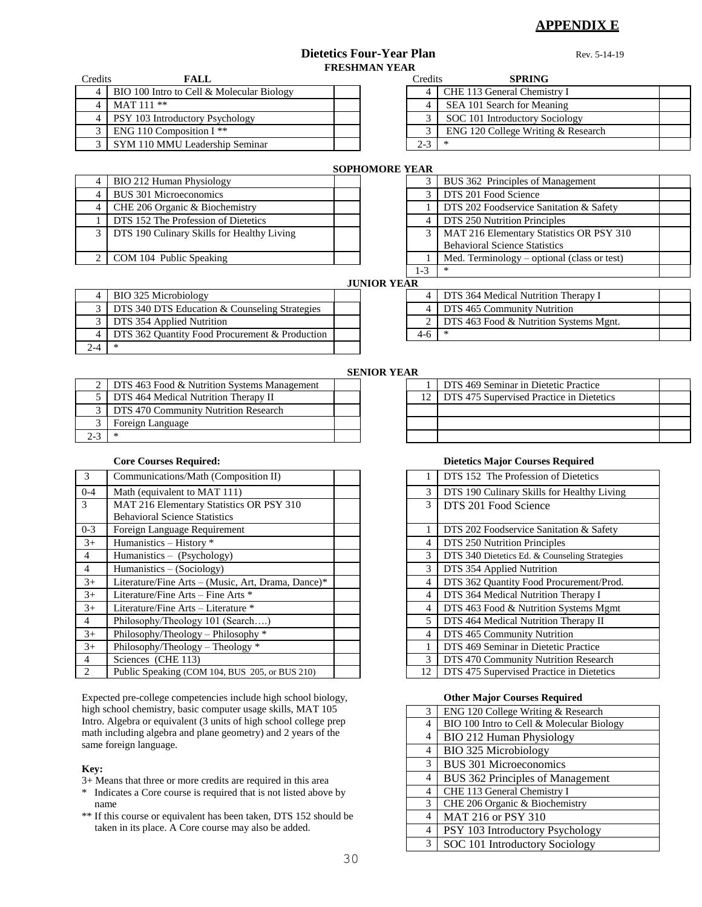# APPENDIX E

## Dietetics Four-Year Plan

Rev. 5-14-19

### FRESHMAN YEAR

**FALL**

| Credits | Course | |
|---|---|---|
| 4 | BIO 100 Intro to Cell & Molecular Biology | |
| 4 | MAT 111 ** | |
| 4 | PSY 103 Introductory Psychology | |
| 3 | ENG 110 Composition I ** | |
| 3 | SYM 110 MMU Leadership Seminar | |

**SPRING**

| Credits | Course | |
|---|---|---|
| 4 | CHE 113 General Chemistry I | |
| 4 | SEA 101 Search for Meaning | |
| 3 | SOC 101 Introductory Sociology | |
| 3 | ENG 120 College Writing & Research | |
| 2-3 | * | |

### SOPHOMORE YEAR

**FALL**

| Credits | Course | |
|---|---|---|
| 4 | BIO 212 Human Physiology | |
| 4 | BUS 301 Microeconomics | |
| 4 | CHE 206 Organic & Biochemistry | |
| 1 | DTS 152 The Profession of Dietetics | |
| 3 | DTS 190 Culinary Skills for Healthy Living | |
| 2 | COM 104 Public Speaking | |

**SPRING**

| Credits | Course | |
|---|---|---|
| 3 | BUS 362 Principles of Management | |
| 3 | DTS 201 Food Science | |
| 1 | DTS 202 Foodservice Sanitation & Safety | |
| 4 | DTS 250 Nutrition Principles | |
| 3 | MAT 216 Elementary Statistics OR PSY 310 Behavioral Science Statistics | |
| 1 | Med. Terminology – optional (class or test) | |
| 1-3 | * | |

### JUNIOR YEAR

**FALL**

| Credits | Course | |
|---|---|---|
| 4 | BIO 325 Microbiology | |
| 3 | DTS 340 DTS Education & Counseling Strategies | |
| 3 | DTS 354 Applied Nutrition | |
| 4 | DTS 362 Quantity Food Procurement & Production | |
| 2-4 | * | |

**SPRING**

| Credits | Course | |
|---|---|---|
| 4 | DTS 364 Medical Nutrition Therapy I | |
| 4 | DTS 465 Community Nutrition | |
| 2 | DTS 463 Food & Nutrition Systems Mgnt. | |
| 4-6 | * | |

### SENIOR YEAR

**FALL**

| Credits | Course | |
|---|---|---|
| 2 | DTS 463 Food & Nutrition Systems Management | |
| 5 | DTS 464 Medical Nutrition Therapy II | |
| 3 | DTS 470 Community Nutrition Research | |
| 3 | Foreign Language | |
| 2-3 | * | |

**SPRING**

| Credits | Course | |
|---|---|---|
| 1 | DTS 469 Seminar in Dietetic Practice | |
| 12 | DTS 475 Supervised Practice in Dietetics | |
| | | |
| | | |

### Core Courses Required:

| Credits | Course | |
|---|---|---|
| 3 | Communications/Math (Composition II) | |
| 0-4 | Math (equivalent to MAT 111) | |
| 3 | MAT 216 Elementary Statistics OR PSY 310 Behavioral Science Statistics | |
| 0-3 | Foreign Language Requirement | |
| 3+ | Humanistics – History * | |
| 4 | Humanistics – (Psychology) | |
| 4 | Humanistics – (Sociology) | |
| 3+ | Literature/Fine Arts – (Music, Art, Drama, Dance)* | |
| 3+ | Literature/Fine Arts – Fine Arts * | |
| 3+ | Literature/Fine Arts – Literature * | |
| 4 | Philosophy/Theology 101 (Search….) | |
| 3+ | Philosophy/Theology – Philosophy * | |
| 3+ | Philosophy/Theology – Theology * | |
| 4 | Sciences (CHE 113) | |
| 2 | Public Speaking (COM 104, BUS 205, or BUS 210) | |

### Dietetics Major Courses Required

| Credits | Course |
|---|---|
| 1 | DTS 152 The Profession of Dietetics |
| 3 | DTS 190 Culinary Skills for Healthy Living |
| 3 | DTS 201 Food Science |
| 1 | DTS 202 Foodservice Sanitation & Safety |
| 4 | DTS 250 Nutrition Principles |
| 3 | DTS 340 Dietetics Ed. & Counseling Strategies |
| 3 | DTS 354 Applied Nutrition |
| 4 | DTS 362 Quantity Food Procurement/Prod. |
| 4 | DTS 364 Medical Nutrition Therapy I |
| 4 | DTS 463 Food & Nutrition Systems Mgmt |
| 5 | DTS 464 Medical Nutrition Therapy II |
| 4 | DTS 465 Community Nutrition |
| 1 | DTS 469 Seminar in Dietetic Practice |
| 3 | DTS 470 Community Nutrition Research |
| 12 | DTS 475 Supervised Practice in Dietetics |

Expected pre-college competencies include high school biology, high school chemistry, basic computer usage skills, MAT 105 Intro. Algebra or equivalent (3 units of high school college prep math including algebra and plane geometry) and 2 years of the same foreign language.

### Other Major Courses Required

| Credits | Course |
|---|---|
| 3 | ENG 120 College Writing & Research |
| 4 | BIO 100 Intro to Cell & Molecular Biology |
| 4 | BIO 212 Human Physiology |
| 4 | BIO 325 Microbiology |
| 3 | BUS 301 Microeconomics |
| 4 | BUS 362 Principles of Management |
| 4 | CHE 113 General Chemistry I |
| 3 | CHE 206 Organic & Biochemistry |
| 4 | MAT 216 or PSY 310 |
| 4 | PSY 103 Introductory Psychology |
| 3 | SOC 101 Introductory Sociology |

**Key:**

3+ Means that three or more credits are required in this area

\* Indicates a Core course is required that is not listed above by name

** If this course or equivalent has been taken, DTS 152 should be taken in its place. A Core course may also be added.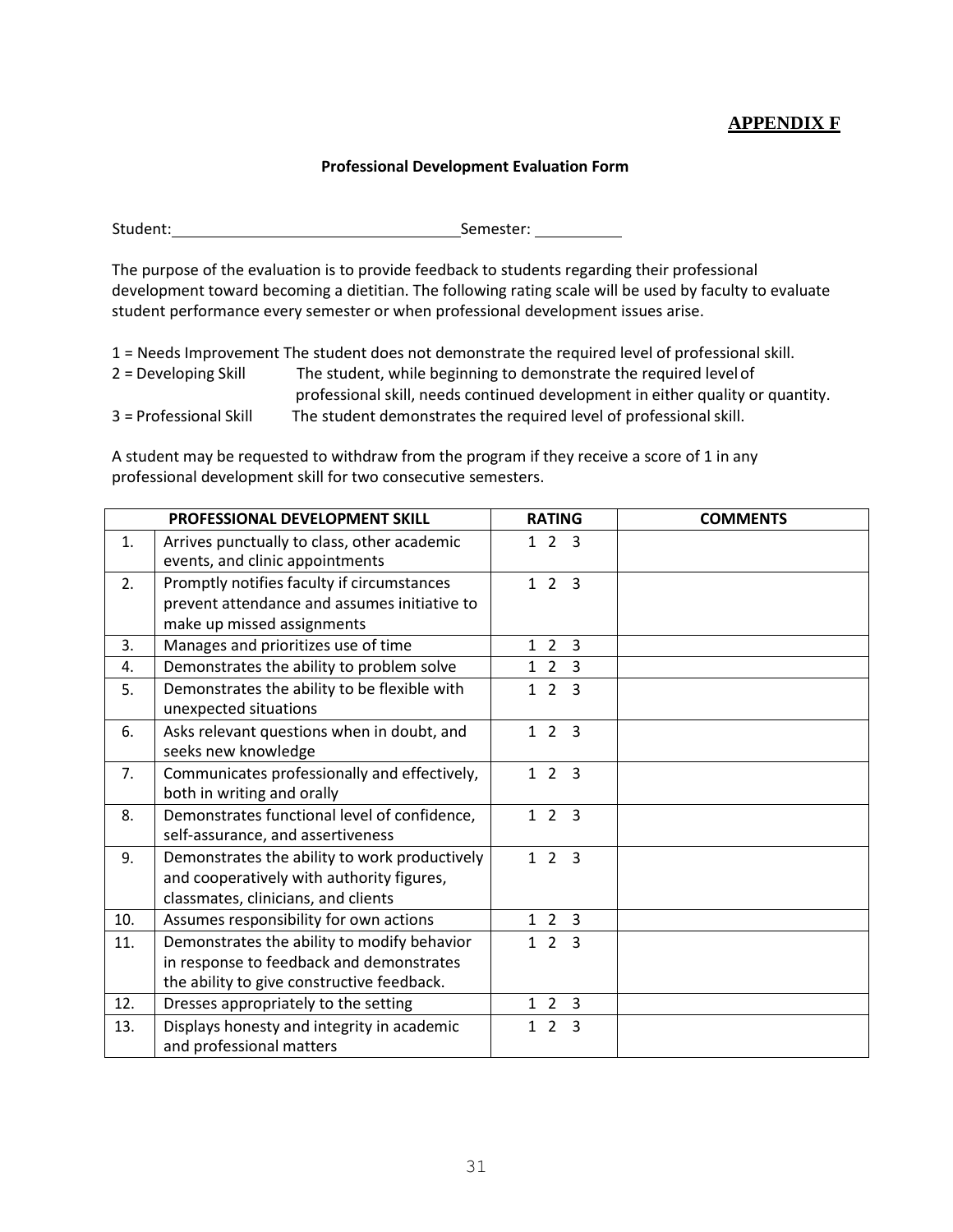## APPENDIX F

**Professional Development Evaluation Form**

Student:\_\_\_\_\_\_\_\_\_\_\_\_\_\_\_\_\_\_\_\_\_\_\_\_\_\_\_\_\_\_\_\_\_\_Semester: \_\_\_\_\_\_\_\_\_\_

The purpose of the evaluation is to provide feedback to students regarding their professional development toward becoming a dietitian. The following rating scale will be used by faculty to evaluate student performance every semester or when professional development issues arise.

1 = Needs Improvement The student does not demonstrate the required level of professional skill.
2 = Developing Skill The student, while beginning to demonstrate the required level of professional skill, needs continued development in either quality or quantity.
3 = Professional Skill The student demonstrates the required level of professional skill.

A student may be requested to withdraw from the program if they receive a score of 1 in any professional development skill for two consecutive semesters.

| | PROFESSIONAL DEVELOPMENT SKILL | RATING | COMMENTS |
|---|---|---|---|
| 1. | Arrives punctually to class, other academic events, and clinic appointments | 1 2 3 | |
| 2. | Promptly notifies faculty if circumstances prevent attendance and assumes initiative to make up missed assignments | 1 2 3 | |
| 3. | Manages and prioritizes use of time | 1 2 3 | |
| 4. | Demonstrates the ability to problem solve | 1 2 3 | |
| 5. | Demonstrates the ability to be flexible with unexpected situations | 1 2 3 | |
| 6. | Asks relevant questions when in doubt, and seeks new knowledge | 1 2 3 | |
| 7. | Communicates professionally and effectively, both in writing and orally | 1 2 3 | |
| 8. | Demonstrates functional level of confidence, self-assurance, and assertiveness | 1 2 3 | |
| 9. | Demonstrates the ability to work productively and cooperatively with authority figures, classmates, clinicians, and clients | 1 2 3 | |
| 10. | Assumes responsibility for own actions | 1 2 3 | |
| 11. | Demonstrates the ability to modify behavior in response to feedback and demonstrates the ability to give constructive feedback. | 1 2 3 | |
| 12. | Dresses appropriately to the setting | 1 2 3 | |
| 13. | Displays honesty and integrity in academic and professional matters | 1 2 3 | |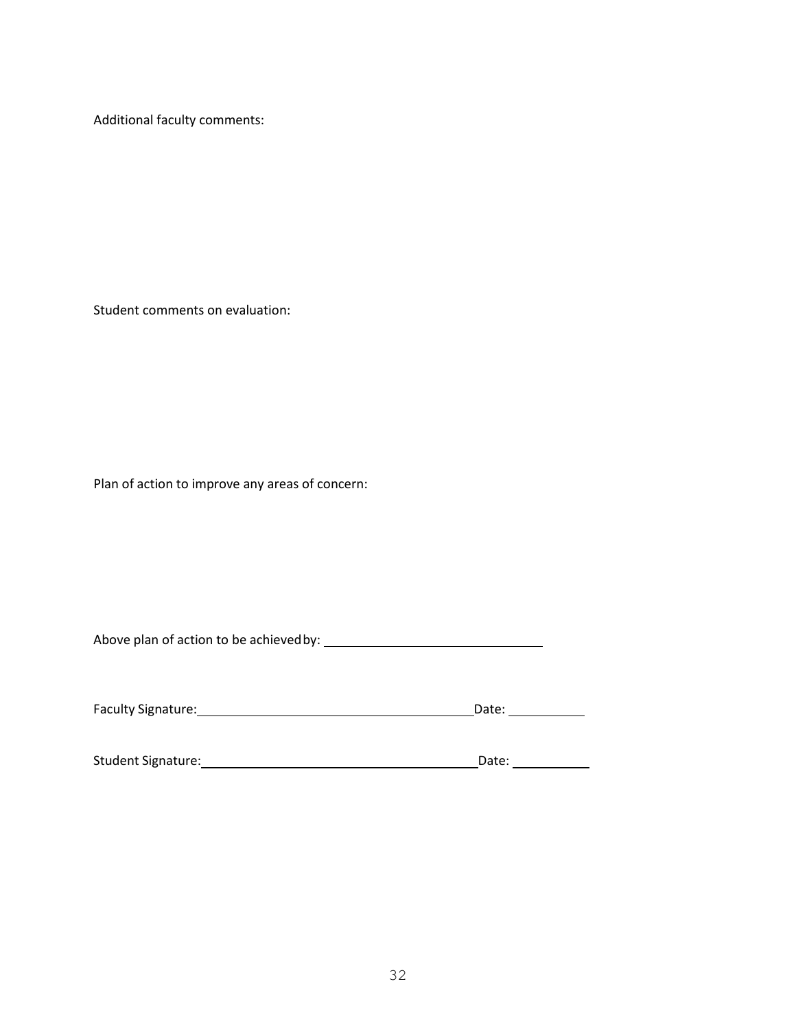Additional faculty comments:

Student comments on evaluation:

Plan of action to improve any areas of concern:

Above plan of action to be achieved by: ______________________________

Faculty Signature: ______________________________________ Date: ___________

Student Signature: ______________________________________ Date: ___________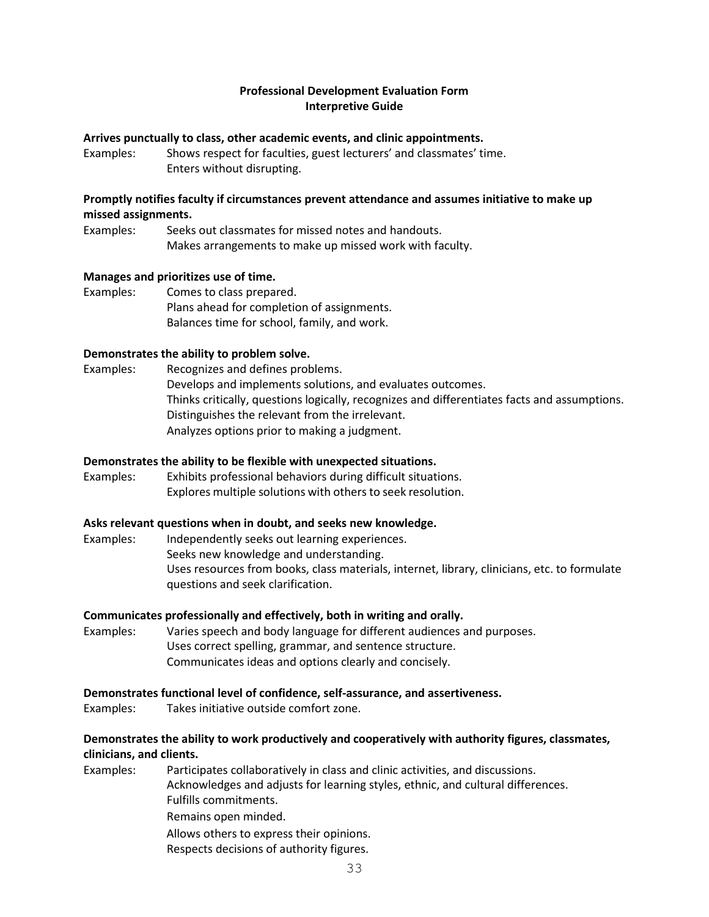## Professional Development Evaluation Form
## Interpretive Guide

**Arrives punctually to class, other academic events, and clinic appointments.**

Examples: Shows respect for faculties, guest lecturers' and classmates' time.
Enters without disrupting.

**Promptly notifies faculty if circumstances prevent attendance and assumes initiative to make up missed assignments.**

Examples: Seeks out classmates for missed notes and handouts.
Makes arrangements to make up missed work with faculty.

**Manages and prioritizes use of time.**

Examples: Comes to class prepared.
Plans ahead for completion of assignments.
Balances time for school, family, and work.

**Demonstrates the ability to problem solve.**

Examples: Recognizes and defines problems.
Develops and implements solutions, and evaluates outcomes.
Thinks critically, questions logically, recognizes and differentiates facts and assumptions.
Distinguishes the relevant from the irrelevant.
Analyzes options prior to making a judgment.

**Demonstrates the ability to be flexible with unexpected situations.**

Examples: Exhibits professional behaviors during difficult situations.
Explores multiple solutions with others to seek resolution.

**Asks relevant questions when in doubt, and seeks new knowledge.**

Examples: Independently seeks out learning experiences.
Seeks new knowledge and understanding.
Uses resources from books, class materials, internet, library, clinicians, etc. to formulate questions and seek clarification.

**Communicates professionally and effectively, both in writing and orally.**

Examples: Varies speech and body language for different audiences and purposes.
Uses correct spelling, grammar, and sentence structure.
Communicates ideas and options clearly and concisely.

**Demonstrates functional level of confidence, self-assurance, and assertiveness.**

Examples: Takes initiative outside comfort zone.

**Demonstrates the ability to work productively and cooperatively with authority figures, classmates, clinicians, and clients.**

Examples: Participates collaboratively in class and clinic activities, and discussions.
Acknowledges and adjusts for learning styles, ethnic, and cultural differences.
Fulfills commitments.
Remains open minded.
Allows others to express their opinions.
Respects decisions of authority figures.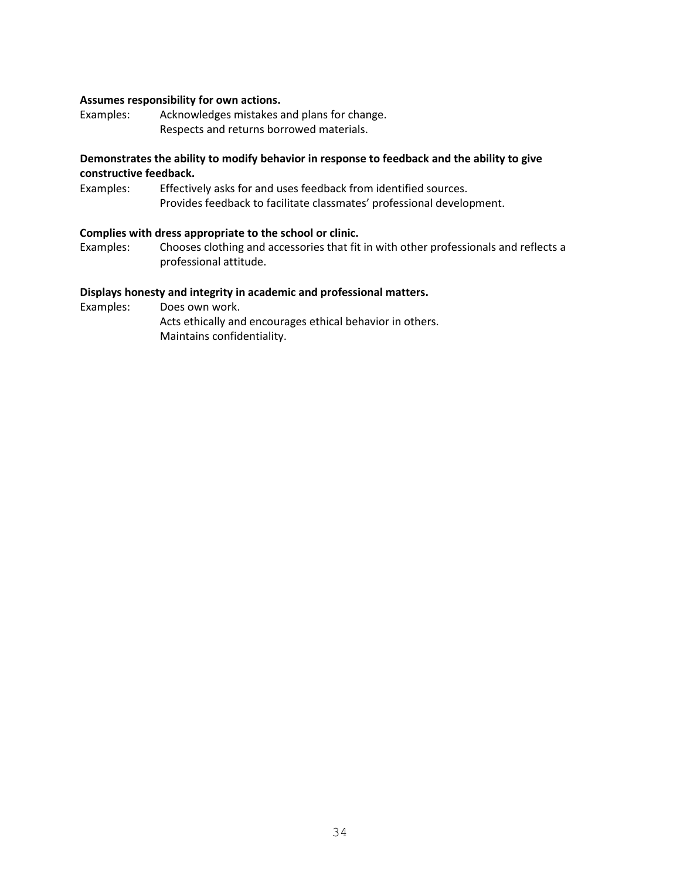**Assumes responsibility for own actions.**

Examples: Acknowledges mistakes and plans for change.
Respects and returns borrowed materials.

**Demonstrates the ability to modify behavior in response to feedback and the ability to give constructive feedback.**

Examples: Effectively asks for and uses feedback from identified sources.
Provides feedback to facilitate classmates' professional development.

**Complies with dress appropriate to the school or clinic.**

Examples: Chooses clothing and accessories that fit in with other professionals and reflects a professional attitude.

**Displays honesty and integrity in academic and professional matters.**

Examples: Does own work.
Acts ethically and encourages ethical behavior in others.
Maintains confidentiality.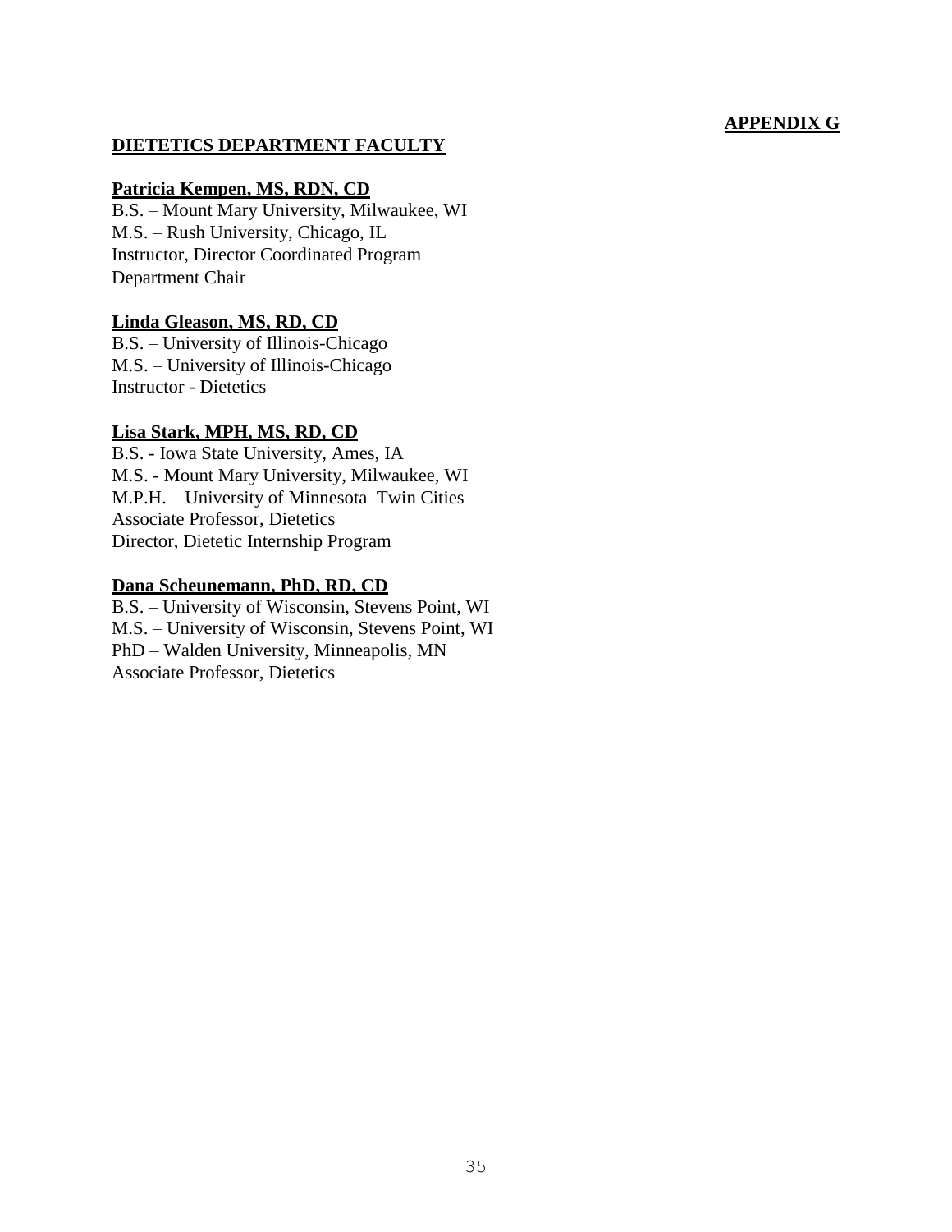**APPENDIX G**

## DIETETICS DEPARTMENT FACULTY

**Patricia Kempen, MS, RDN, CD**
B.S. – Mount Mary University, Milwaukee, WI
M.S. – Rush University, Chicago, IL
Instructor, Director Coordinated Program
Department Chair

**Linda Gleason, MS, RD, CD**
B.S. – University of Illinois-Chicago
M.S. – University of Illinois-Chicago
Instructor - Dietetics

**Lisa Stark, MPH, MS, RD, CD**
B.S. - Iowa State University, Ames, IA
M.S. - Mount Mary University, Milwaukee, WI
M.P.H. – University of Minnesota–Twin Cities
Associate Professor, Dietetics
Director, Dietetic Internship Program

**Dana Scheunemann, PhD, RD, CD**
B.S. – University of Wisconsin, Stevens Point, WI
M.S. – University of Wisconsin, Stevens Point, WI
PhD – Walden University, Minneapolis, MN
Associate Professor, Dietetics